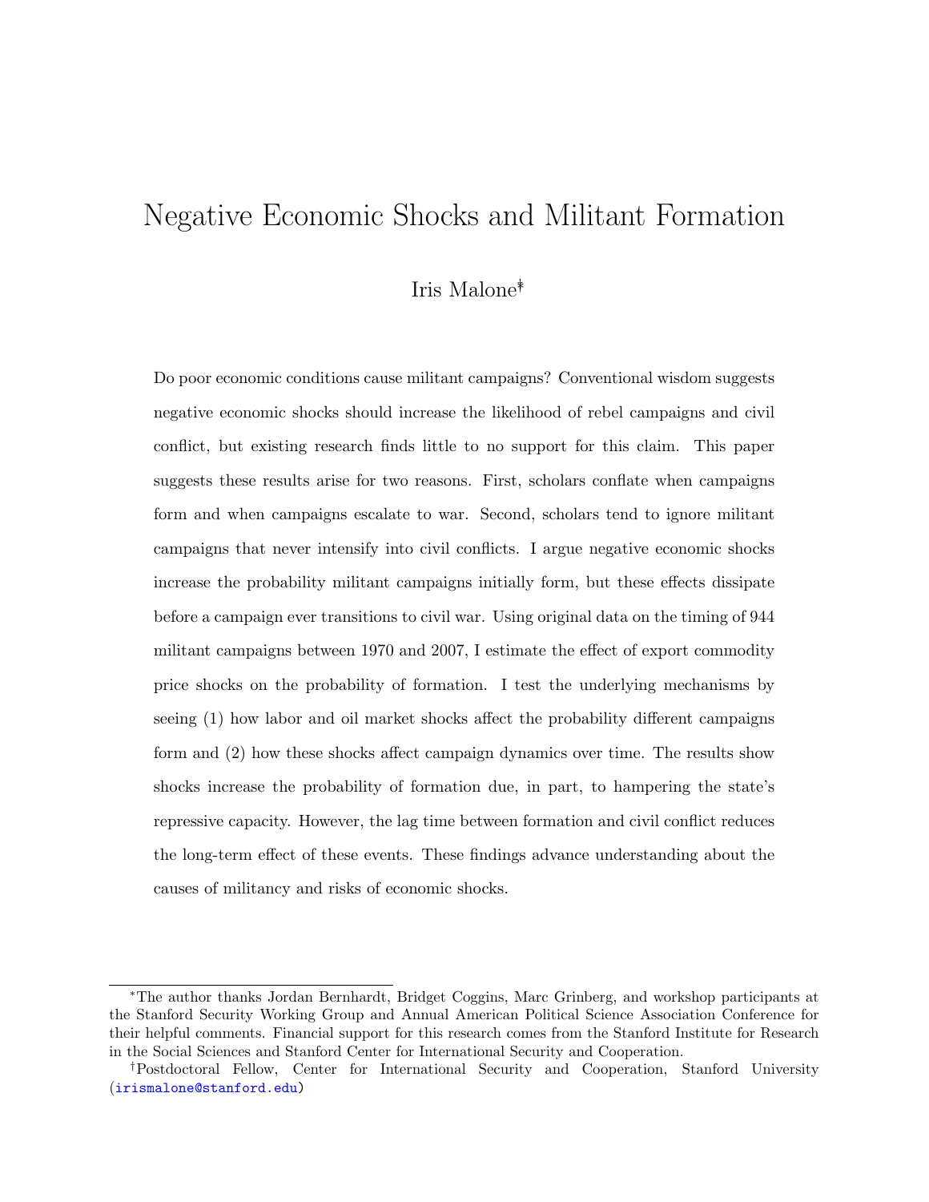# Negative Economic Shocks and Militant Formation

Iris Malone[*†]

Do poor economic conditions cause militant campaigns? Conventional wisdom suggests negative economic shocks should increase the likelihood of rebel campaigns and civil conflict, but existing research finds little to no support for this claim. This paper suggests these results arise for two reasons. First, scholars conflate when campaigns form and when campaigns escalate to war. Second, scholars tend to ignore militant campaigns that never intensify into civil conflicts. I argue negative economic shocks increase the probability militant campaigns initially form, but these effects dissipate before a campaign ever transitions to civil war. Using original data on the timing of 944 militant campaigns between 1970 and 2007, I estimate the effect of export commodity price shocks on the probability of formation. I test the underlying mechanisms by seeing (1) how labor and oil market shocks affect the probability different campaigns form and (2) how these shocks affect campaign dynamics over time. The results show shocks increase the probability of formation due, in part, to hampering the state's repressive capacity. However, the lag time between formation and civil conflict reduces the long-term effect of these events. These findings advance understanding about the causes of militancy and risks of economic shocks.

---

[*] The author thanks Jordan Bernhardt, Bridget Coggins, Marc Grinberg, and workshop participants at the Stanford Security Working Group and Annual American Political Science Association Conference for their helpful comments. Financial support for this research comes from the Stanford Institute for Research in the Social Sciences and Stanford Center for International Security and Cooperation.

[†] Postdoctoral Fellow, Center for International Security and Cooperation, Stanford University (irismalone@stanford.edu)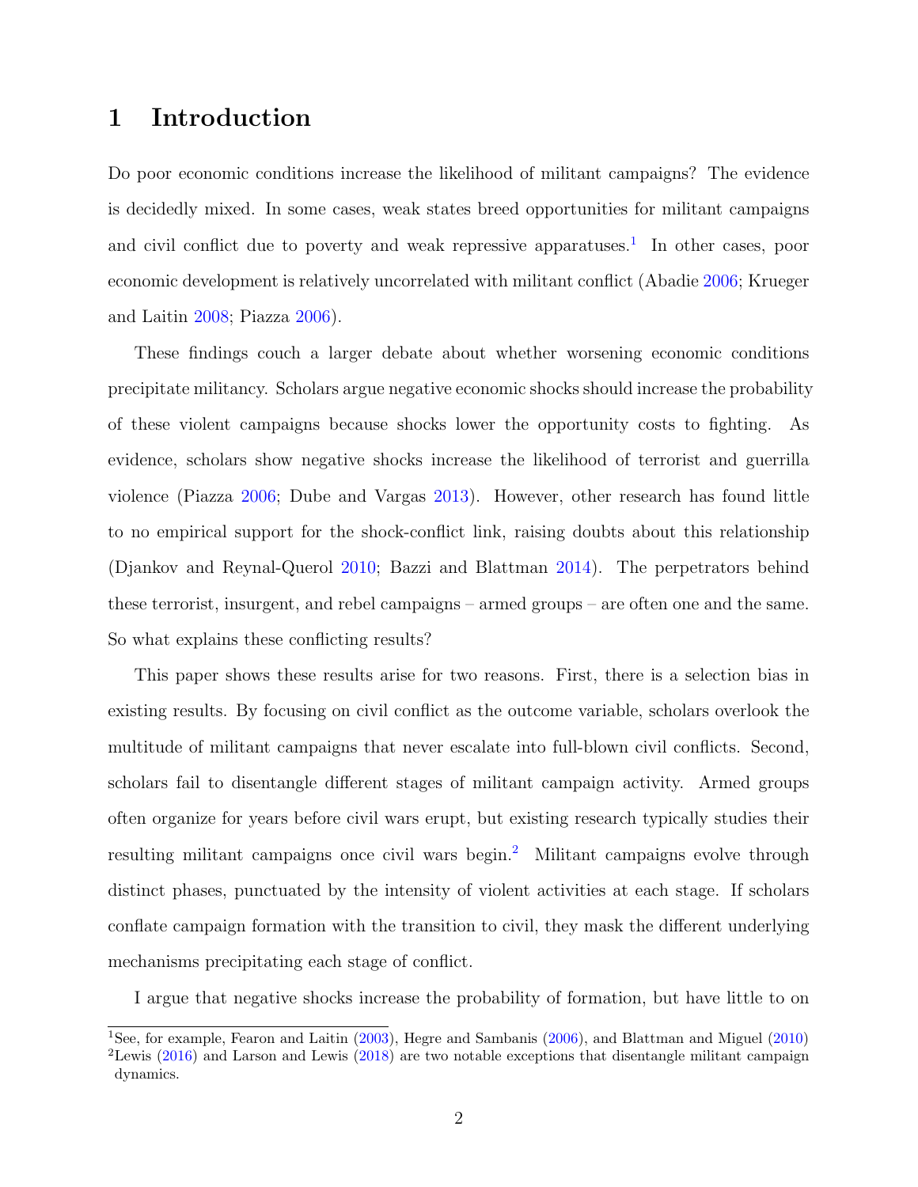# 1 Introduction

Do poor economic conditions increase the likelihood of militant campaigns? The evidence is decidedly mixed. In some cases, weak states breed opportunities for militant campaigns and civil conflict due to poverty and weak repressive apparatuses.[1] In other cases, poor economic development is relatively uncorrelated with militant conflict (Abadie 2006; Krueger and Laitin 2008; Piazza 2006).

These findings couch a larger debate about whether worsening economic conditions precipitate militancy. Scholars argue negative economic shocks should increase the probability of these violent campaigns because shocks lower the opportunity costs to fighting. As evidence, scholars show negative shocks increase the likelihood of terrorist and guerrilla violence (Piazza 2006; Dube and Vargas 2013). However, other research has found little to no empirical support for the shock-conflict link, raising doubts about this relationship (Djankov and Reynal-Querol 2010; Bazzi and Blattman 2014). The perpetrators behind these terrorist, insurgent, and rebel campaigns – armed groups – are often one and the same. So what explains these conflicting results?

This paper shows these results arise for two reasons. First, there is a selection bias in existing results. By focusing on civil conflict as the outcome variable, scholars overlook the multitude of militant campaigns that never escalate into full-blown civil conflicts. Second, scholars fail to disentangle different stages of militant campaign activity. Armed groups often organize for years before civil wars erupt, but existing research typically studies their resulting militant campaigns once civil wars begin.[2] Militant campaigns evolve through distinct phases, punctuated by the intensity of violent activities at each stage. If scholars conflate campaign formation with the transition to civil, they mask the different underlying mechanisms precipitating each stage of conflict.

I argue that negative shocks increase the probability of formation, but have little to on

[1] See, for example, Fearon and Laitin (2003), Hegre and Sambanis (2006), and Blattman and Miguel (2010)

[2] Lewis (2016) and Larson and Lewis (2018) are two notable exceptions that disentangle militant campaign dynamics.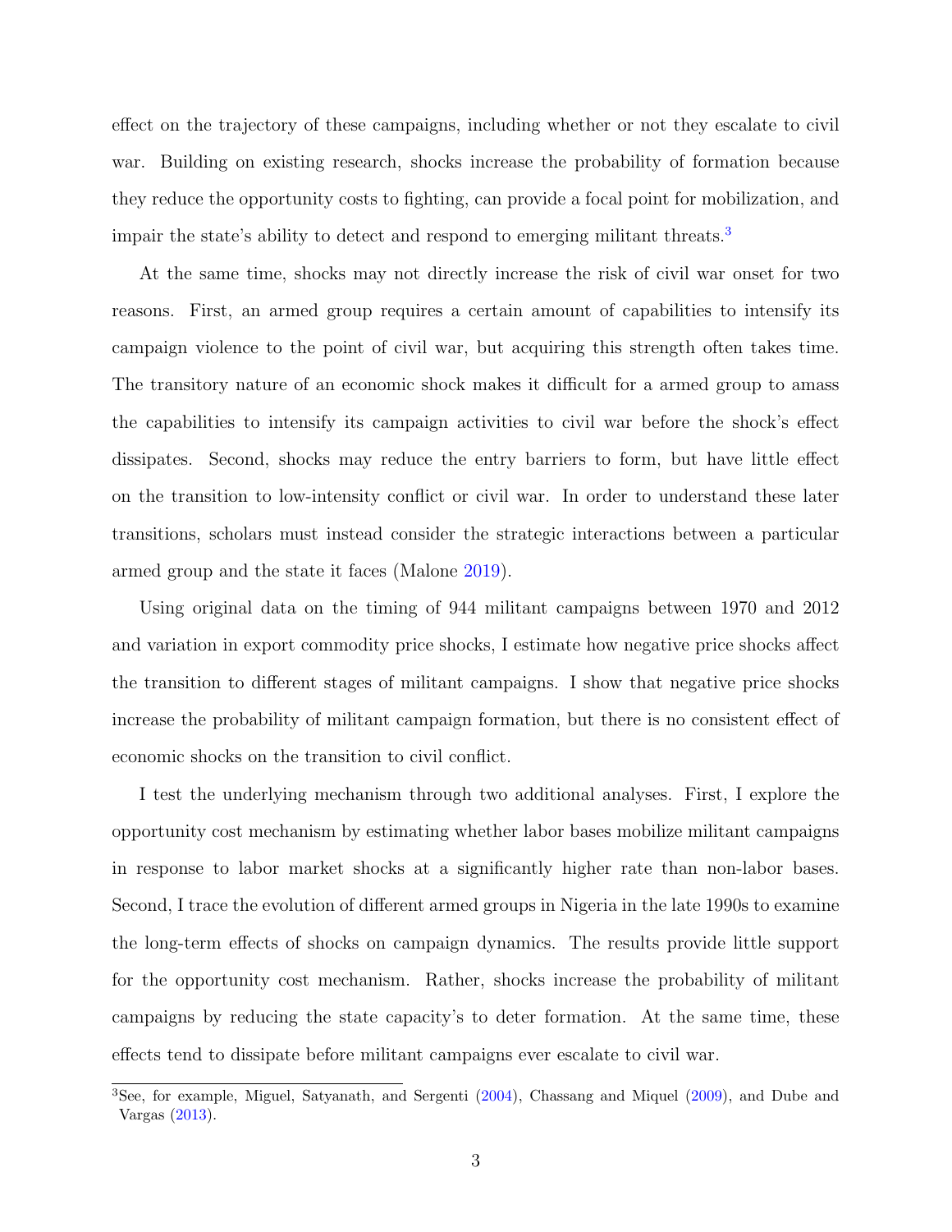effect on the trajectory of these campaigns, including whether or not they escalate to civil war. Building on existing research, shocks increase the probability of formation because they reduce the opportunity costs to fighting, can provide a focal point for mobilization, and impair the state's ability to detect and respond to emerging militant threats.[3]

At the same time, shocks may not directly increase the risk of civil war onset for two reasons. First, an armed group requires a certain amount of capabilities to intensify its campaign violence to the point of civil war, but acquiring this strength often takes time. The transitory nature of an economic shock makes it difficult for a armed group to amass the capabilities to intensify its campaign activities to civil war before the shock's effect dissipates. Second, shocks may reduce the entry barriers to form, but have little effect on the transition to low-intensity conflict or civil war. In order to understand these later transitions, scholars must instead consider the strategic interactions between a particular armed group and the state it faces (Malone 2019).

Using original data on the timing of 944 militant campaigns between 1970 and 2012 and variation in export commodity price shocks, I estimate how negative price shocks affect the transition to different stages of militant campaigns. I show that negative price shocks increase the probability of militant campaign formation, but there is no consistent effect of economic shocks on the transition to civil conflict.

I test the underlying mechanism through two additional analyses. First, I explore the opportunity cost mechanism by estimating whether labor bases mobilize militant campaigns in response to labor market shocks at a significantly higher rate than non-labor bases. Second, I trace the evolution of different armed groups in Nigeria in the late 1990s to examine the long-term effects of shocks on campaign dynamics. The results provide little support for the opportunity cost mechanism. Rather, shocks increase the probability of militant campaigns by reducing the state capacity's to deter formation. At the same time, these effects tend to dissipate before militant campaigns ever escalate to civil war.

[3] See, for example, Miguel, Satyanath, and Sergenti (2004), Chassang and Miquel (2009), and Dube and Vargas (2013).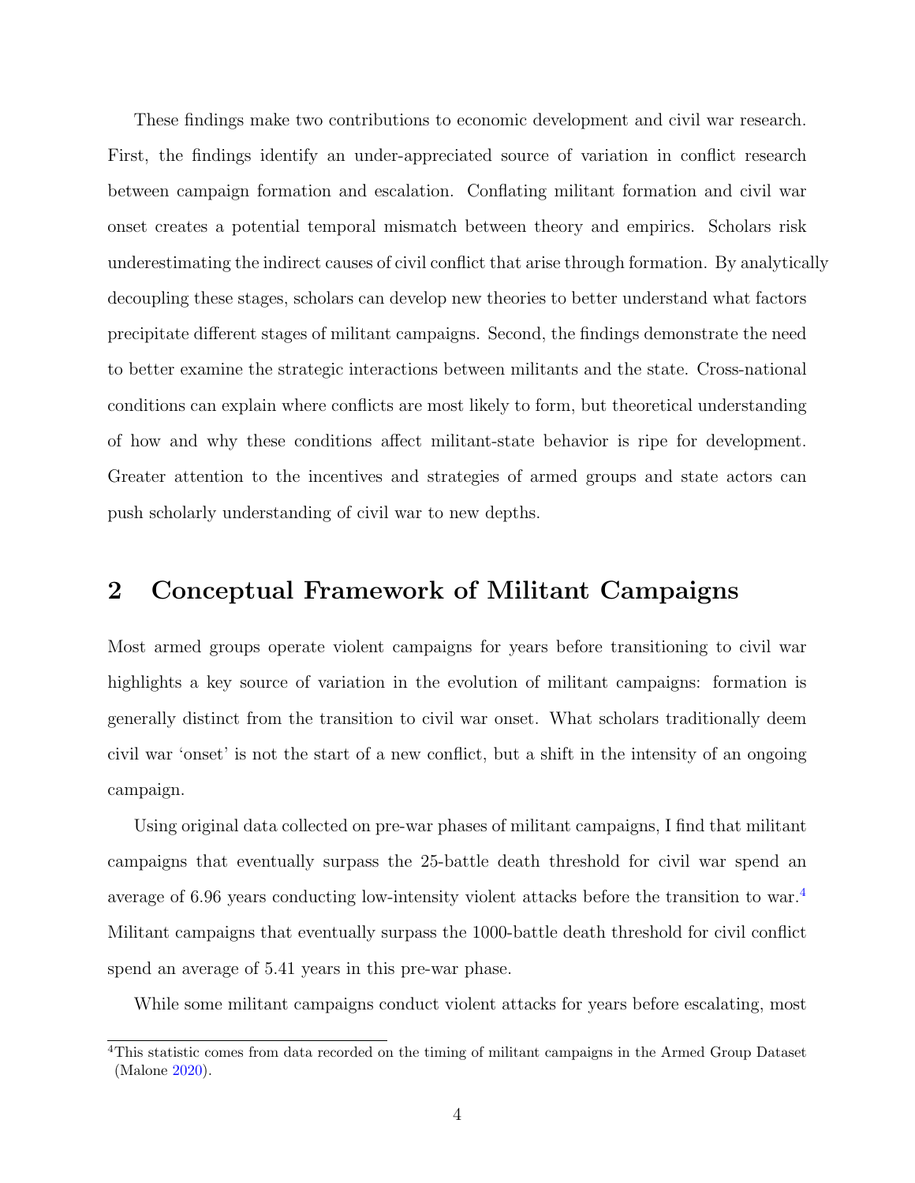These findings make two contributions to economic development and civil war research. First, the findings identify an under-appreciated source of variation in conflict research between campaign formation and escalation. Conflating militant formation and civil war onset creates a potential temporal mismatch between theory and empirics. Scholars risk underestimating the indirect causes of civil conflict that arise through formation. By analytically decoupling these stages, scholars can develop new theories to better understand what factors precipitate different stages of militant campaigns. Second, the findings demonstrate the need to better examine the strategic interactions between militants and the state. Cross-national conditions can explain where conflicts are most likely to form, but theoretical understanding of how and why these conditions affect militant-state behavior is ripe for development. Greater attention to the incentives and strategies of armed groups and state actors can push scholarly understanding of civil war to new depths.

## 2 Conceptual Framework of Militant Campaigns

Most armed groups operate violent campaigns for years before transitioning to civil war highlights a key source of variation in the evolution of militant campaigns: formation is generally distinct from the transition to civil war onset. What scholars traditionally deem civil war 'onset' is not the start of a new conflict, but a shift in the intensity of an ongoing campaign.

Using original data collected on pre-war phases of militant campaigns, I find that militant campaigns that eventually surpass the 25-battle death threshold for civil war spend an average of 6.96 years conducting low-intensity violent attacks before the transition to war.[4] Militant campaigns that eventually surpass the 1000-battle death threshold for civil conflict spend an average of 5.41 years in this pre-war phase.

While some militant campaigns conduct violent attacks for years before escalating, most

[4] This statistic comes from data recorded on the timing of militant campaigns in the Armed Group Dataset (Malone 2020).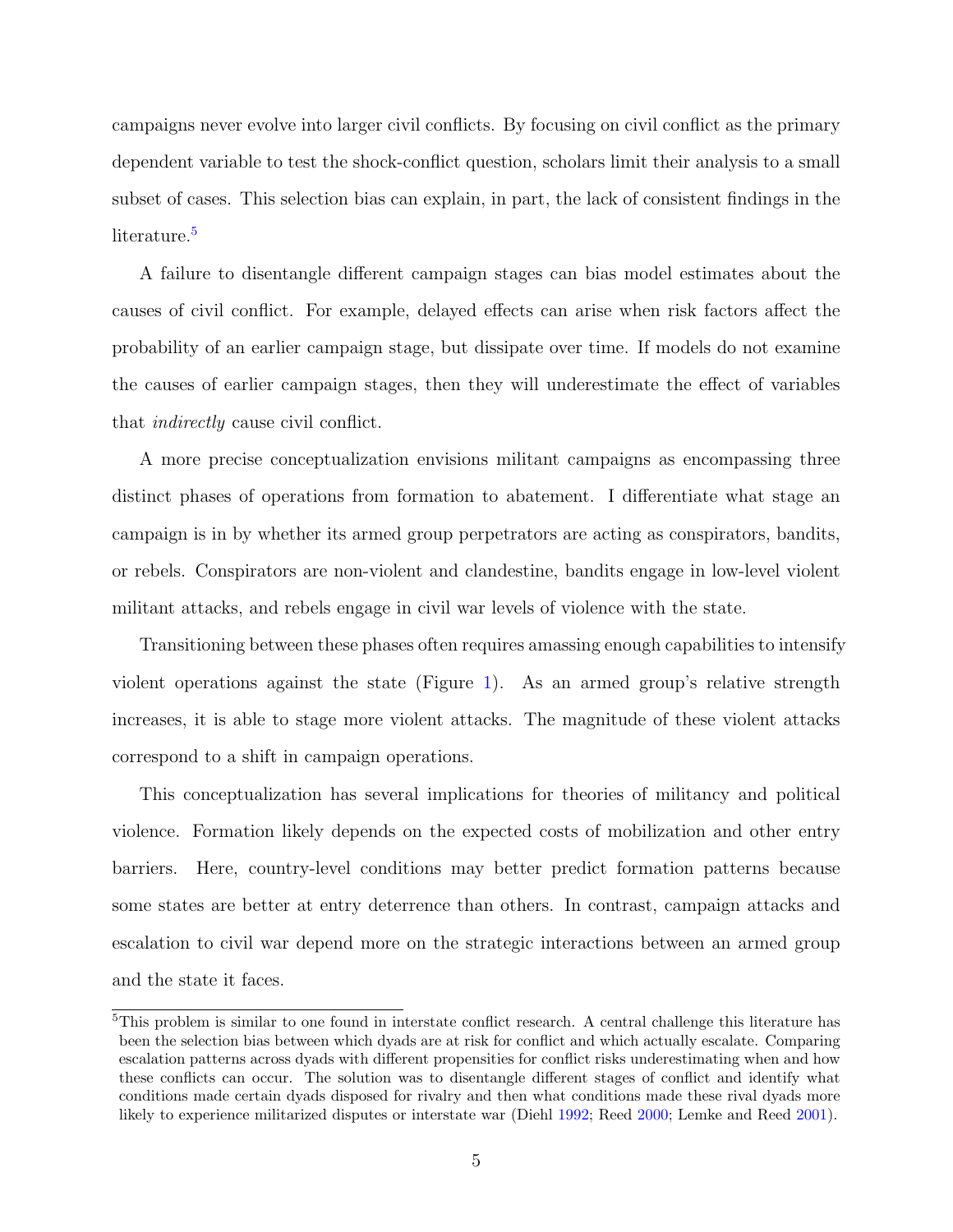campaigns never evolve into larger civil conflicts. By focusing on civil conflict as the primary dependent variable to test the shock-conflict question, scholars limit their analysis to a small subset of cases. This selection bias can explain, in part, the lack of consistent findings in the literature.[5]

A failure to disentangle different campaign stages can bias model estimates about the causes of civil conflict. For example, delayed effects can arise when risk factors affect the probability of an earlier campaign stage, but dissipate over time. If models do not examine the causes of earlier campaign stages, then they will underestimate the effect of variables that *indirectly* cause civil conflict.

A more precise conceptualization envisions militant campaigns as encompassing three distinct phases of operations from formation to abatement. I differentiate what stage an campaign is in by whether its armed group perpetrators are acting as conspirators, bandits, or rebels. Conspirators are non-violent and clandestine, bandits engage in low-level violent militant attacks, and rebels engage in civil war levels of violence with the state.

Transitioning between these phases often requires amassing enough capabilities to intensify violent operations against the state (Figure 1). As an armed group's relative strength increases, it is able to stage more violent attacks. The magnitude of these violent attacks correspond to a shift in campaign operations.

This conceptualization has several implications for theories of militancy and political violence. Formation likely depends on the expected costs of mobilization and other entry barriers. Here, country-level conditions may better predict formation patterns because some states are better at entry deterrence than others. In contrast, campaign attacks and escalation to civil war depend more on the strategic interactions between an armed group and the state it faces.

[5] This problem is similar to one found in interstate conflict research. A central challenge this literature has been the selection bias between which dyads are at risk for conflict and which actually escalate. Comparing escalation patterns across dyads with different propensities for conflict risks underestimating when and how these conflicts can occur. The solution was to disentangle different stages of conflict and identify what conditions made certain dyads disposed for rivalry and then what conditions made these rival dyads more likely to experience militarized disputes or interstate war (Diehl 1992; Reed 2000; Lemke and Reed 2001).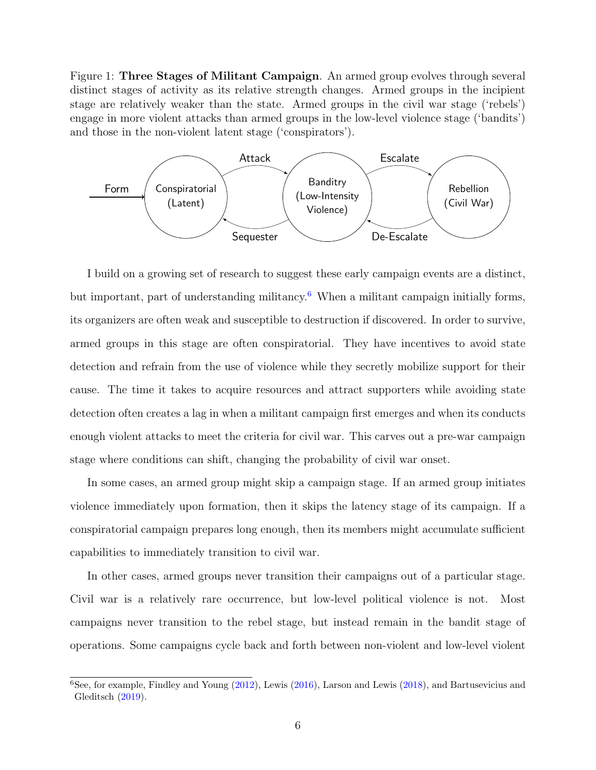Figure 1: **Three Stages of Militant Campaign**. An armed group evolves through several distinct stages of activity as its relative strength changes. Armed groups in the incipient stage are relatively weaker than the state. Armed groups in the civil war stage ('rebels') engage in more violent attacks than armed groups in the low-level violence stage ('bandits') and those in the non-violent latent stage ('conspirators').

I build on a growing set of research to suggest these early campaign events are a distinct, but important, part of understanding militancy.[6] When a militant campaign initially forms, its organizers are often weak and susceptible to destruction if discovered. In order to survive, armed groups in this stage are often conspiratorial. They have incentives to avoid state detection and refrain from the use of violence while they secretly mobilize support for their cause. The time it takes to acquire resources and attract supporters while avoiding state detection often creates a lag in when a militant campaign first emerges and when its conducts enough violent attacks to meet the criteria for civil war. This carves out a pre-war campaign stage where conditions can shift, changing the probability of civil war onset.

In some cases, an armed group might skip a campaign stage. If an armed group initiates violence immediately upon formation, then it skips the latency stage of its campaign. If a conspiratorial campaign prepares long enough, then its members might accumulate sufficient capabilities to immediately transition to civil war.

In other cases, armed groups never transition their campaigns out of a particular stage. Civil war is a relatively rare occurrence, but low-level political violence is not. Most campaigns never transition to the rebel stage, but instead remain in the bandit stage of operations. Some campaigns cycle back and forth between non-violent and low-level violent

[6] See, for example, Findley and Young (2012), Lewis (2016), Larson and Lewis (2018), and Bartusevicius and Gleditsch (2019).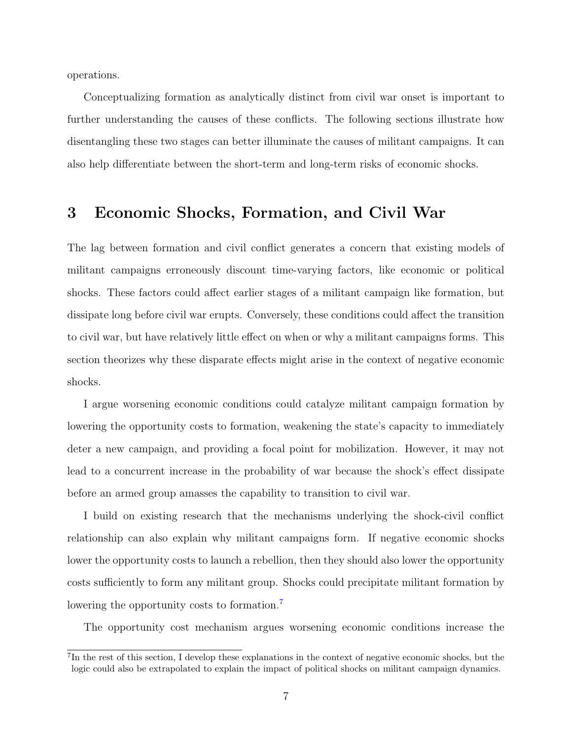operations.

Conceptualizing formation as analytically distinct from civil war onset is important to further understanding the causes of these conflicts. The following sections illustrate how disentangling these two stages can better illuminate the causes of militant campaigns. It can also help differentiate between the short-term and long-term risks of economic shocks.

## 3 Economic Shocks, Formation, and Civil War

The lag between formation and civil conflict generates a concern that existing models of militant campaigns erroneously discount time-varying factors, like economic or political shocks. These factors could affect earlier stages of a militant campaign like formation, but dissipate long before civil war erupts. Conversely, these conditions could affect the transition to civil war, but have relatively little effect on when or why a militant campaigns forms. This section theorizes why these disparate effects might arise in the context of negative economic shocks.

I argue worsening economic conditions could catalyze militant campaign formation by lowering the opportunity costs to formation, weakening the state's capacity to immediately deter a new campaign, and providing a focal point for mobilization. However, it may not lead to a concurrent increase in the probability of war because the shock's effect dissipate before an armed group amasses the capability to transition to civil war.

I build on existing research that the mechanisms underlying the shock-civil conflict relationship can also explain why militant campaigns form. If negative economic shocks lower the opportunity costs to launch a rebellion, then they should also lower the opportunity costs sufficiently to form any militant group. Shocks could precipitate militant formation by lowering the opportunity costs to formation.[7]

The opportunity cost mechanism argues worsening economic conditions increase the

[7] In the rest of this section, I develop these explanations in the context of negative economic shocks, but the logic could also be extrapolated to explain the impact of political shocks on militant campaign dynamics.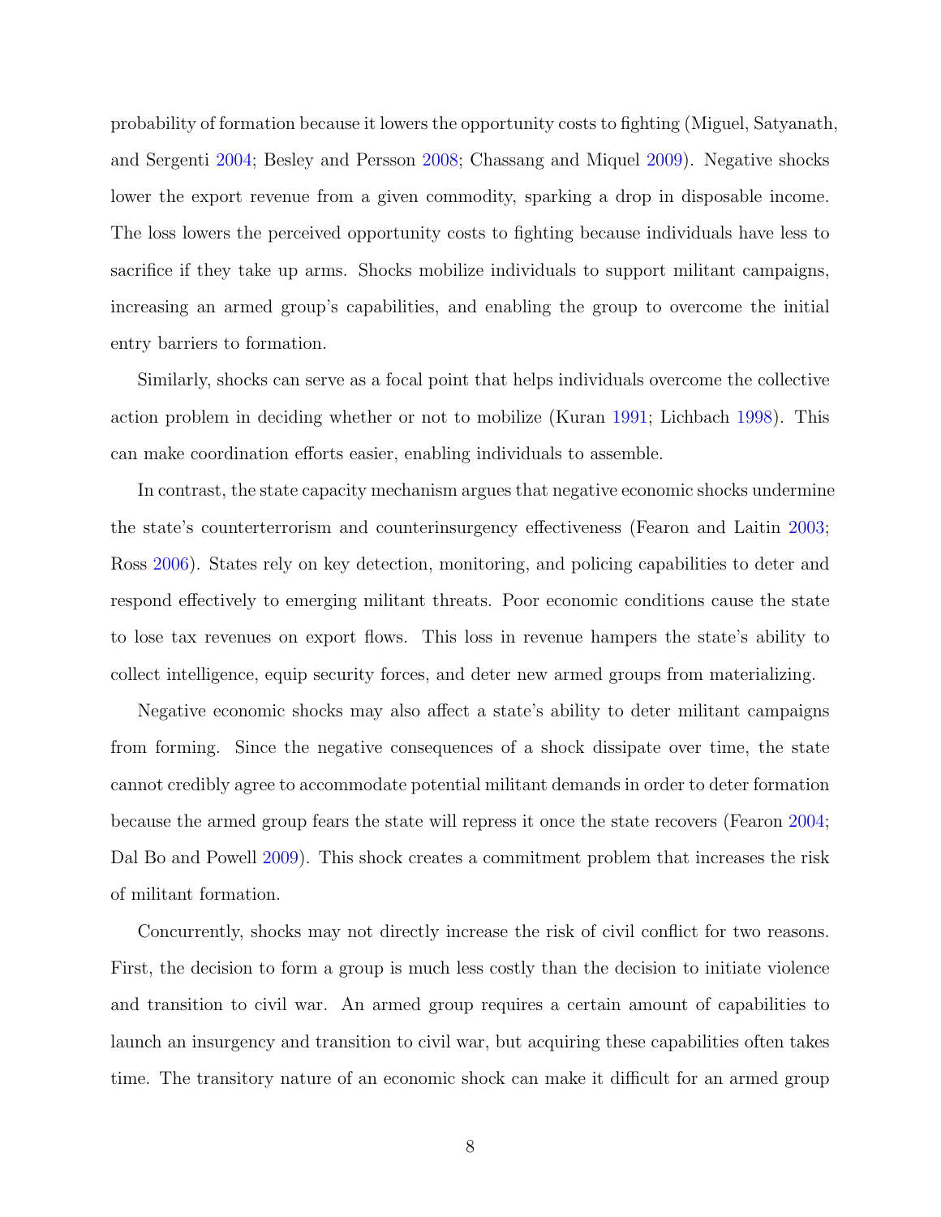probability of formation because it lowers the opportunity costs to fighting (Miguel, Satyanath, and Sergenti 2004; Besley and Persson 2008; Chassang and Miquel 2009). Negative shocks lower the export revenue from a given commodity, sparking a drop in disposable income. The loss lowers the perceived opportunity costs to fighting because individuals have less to sacrifice if they take up arms. Shocks mobilize individuals to support militant campaigns, increasing an armed group's capabilities, and enabling the group to overcome the initial entry barriers to formation.

Similarly, shocks can serve as a focal point that helps individuals overcome the collective action problem in deciding whether or not to mobilize (Kuran 1991; Lichbach 1998). This can make coordination efforts easier, enabling individuals to assemble.

In contrast, the state capacity mechanism argues that negative economic shocks undermine the state's counterterrorism and counterinsurgency effectiveness (Fearon and Laitin 2003; Ross 2006). States rely on key detection, monitoring, and policing capabilities to deter and respond effectively to emerging militant threats. Poor economic conditions cause the state to lose tax revenues on export flows. This loss in revenue hampers the state's ability to collect intelligence, equip security forces, and deter new armed groups from materializing.

Negative economic shocks may also affect a state's ability to deter militant campaigns from forming. Since the negative consequences of a shock dissipate over time, the state cannot credibly agree to accommodate potential militant demands in order to deter formation because the armed group fears the state will repress it once the state recovers (Fearon 2004; Dal Bo and Powell 2009). This shock creates a commitment problem that increases the risk of militant formation.

Concurrently, shocks may not directly increase the risk of civil conflict for two reasons. First, the decision to form a group is much less costly than the decision to initiate violence and transition to civil war. An armed group requires a certain amount of capabilities to launch an insurgency and transition to civil war, but acquiring these capabilities often takes time. The transitory nature of an economic shock can make it difficult for an armed group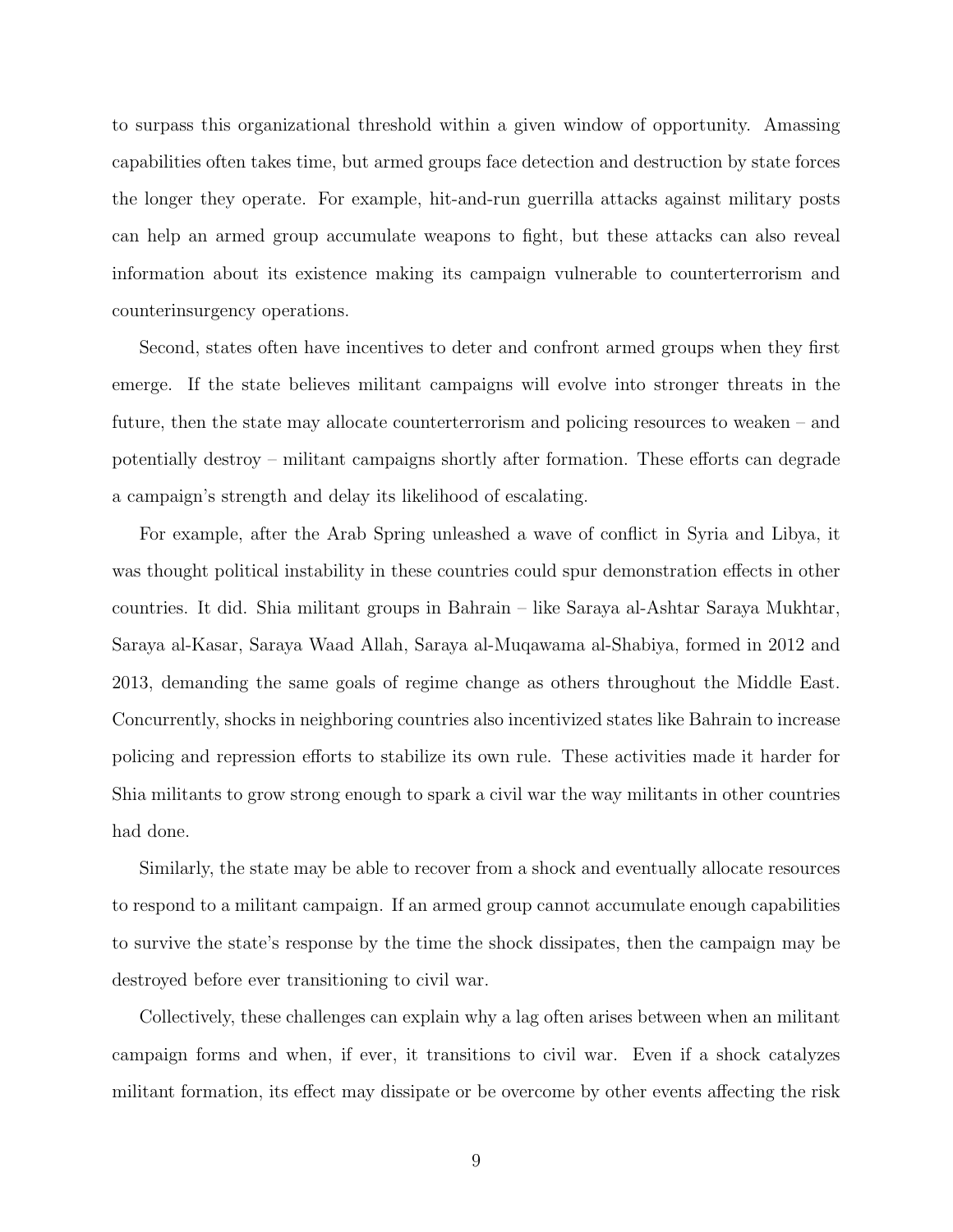to surpass this organizational threshold within a given window of opportunity. Amassing capabilities often takes time, but armed groups face detection and destruction by state forces the longer they operate. For example, hit-and-run guerrilla attacks against military posts can help an armed group accumulate weapons to fight, but these attacks can also reveal information about its existence making its campaign vulnerable to counterterrorism and counterinsurgency operations.

Second, states often have incentives to deter and confront armed groups when they first emerge. If the state believes militant campaigns will evolve into stronger threats in the future, then the state may allocate counterterrorism and policing resources to weaken – and potentially destroy – militant campaigns shortly after formation. These efforts can degrade a campaign's strength and delay its likelihood of escalating.

For example, after the Arab Spring unleashed a wave of conflict in Syria and Libya, it was thought political instability in these countries could spur demonstration effects in other countries. It did. Shia militant groups in Bahrain – like Saraya al-Ashtar Saraya Mukhtar, Saraya al-Kasar, Saraya Waad Allah, Saraya al-Muqawama al-Shabiya, formed in 2012 and 2013, demanding the same goals of regime change as others throughout the Middle East. Concurrently, shocks in neighboring countries also incentivized states like Bahrain to increase policing and repression efforts to stabilize its own rule. These activities made it harder for Shia militants to grow strong enough to spark a civil war the way militants in other countries had done.

Similarly, the state may be able to recover from a shock and eventually allocate resources to respond to a militant campaign. If an armed group cannot accumulate enough capabilities to survive the state's response by the time the shock dissipates, then the campaign may be destroyed before ever transitioning to civil war.

Collectively, these challenges can explain why a lag often arises between when an militant campaign forms and when, if ever, it transitions to civil war. Even if a shock catalyzes militant formation, its effect may dissipate or be overcome by other events affecting the risk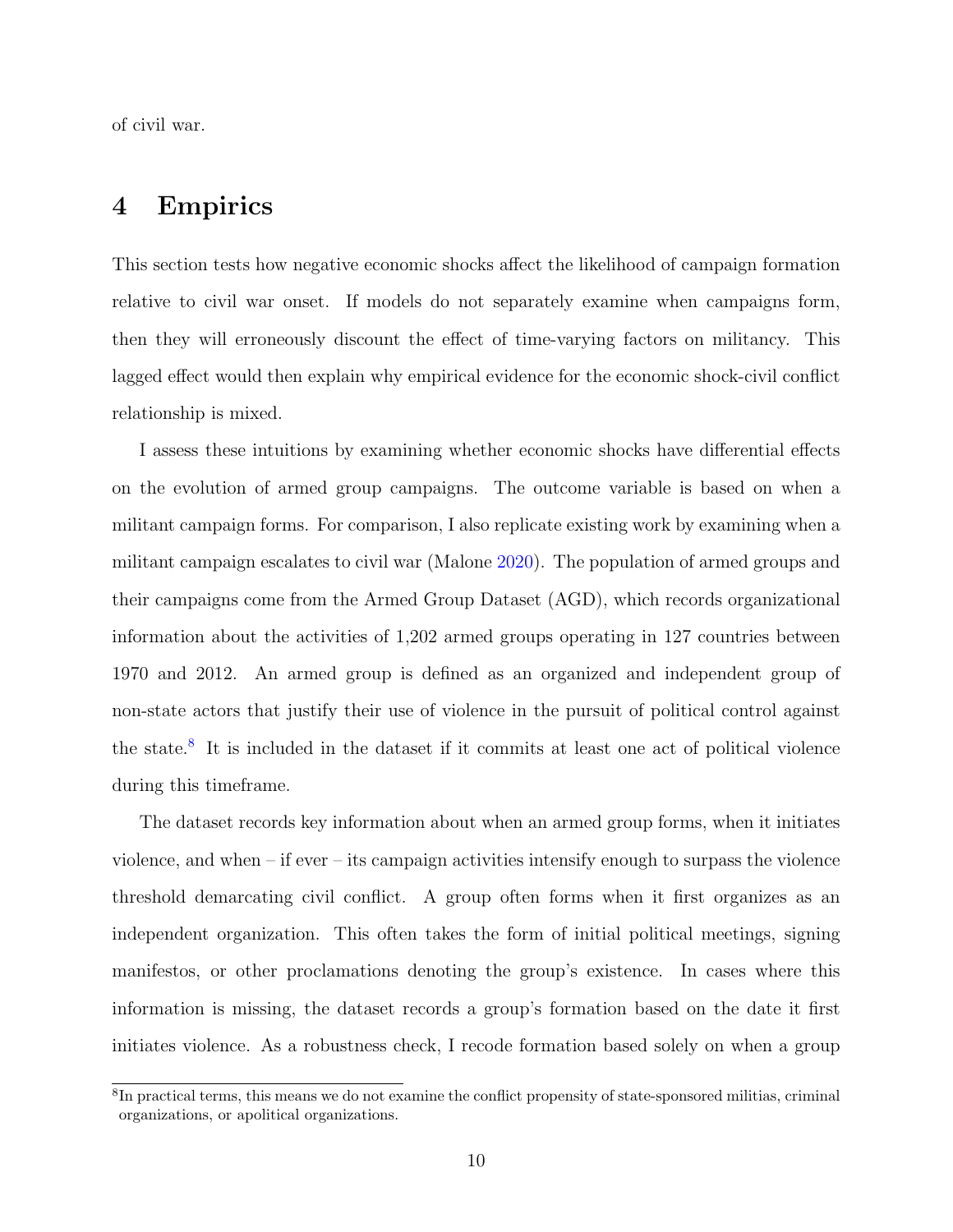of civil war.

## 4 Empirics

This section tests how negative economic shocks affect the likelihood of campaign formation relative to civil war onset. If models do not separately examine when campaigns form, then they will erroneously discount the effect of time-varying factors on militancy. This lagged effect would then explain why empirical evidence for the economic shock-civil conflict relationship is mixed.

I assess these intuitions by examining whether economic shocks have differential effects on the evolution of armed group campaigns. The outcome variable is based on when a militant campaign forms. For comparison, I also replicate existing work by examining when a militant campaign escalates to civil war (Malone 2020). The population of armed groups and their campaigns come from the Armed Group Dataset (AGD), which records organizational information about the activities of 1,202 armed groups operating in 127 countries between 1970 and 2012. An armed group is defined as an organized and independent group of non-state actors that justify their use of violence in the pursuit of political control against the state.[8] It is included in the dataset if it commits at least one act of political violence during this timeframe.

The dataset records key information about when an armed group forms, when it initiates violence, and when – if ever – its campaign activities intensify enough to surpass the violence threshold demarcating civil conflict. A group often forms when it first organizes as an independent organization. This often takes the form of initial political meetings, signing manifestos, or other proclamations denoting the group's existence. In cases where this information is missing, the dataset records a group's formation based on the date it first initiates violence. As a robustness check, I recode formation based solely on when a group

[8] In practical terms, this means we do not examine the conflict propensity of state-sponsored militias, criminal organizations, or apolitical organizations.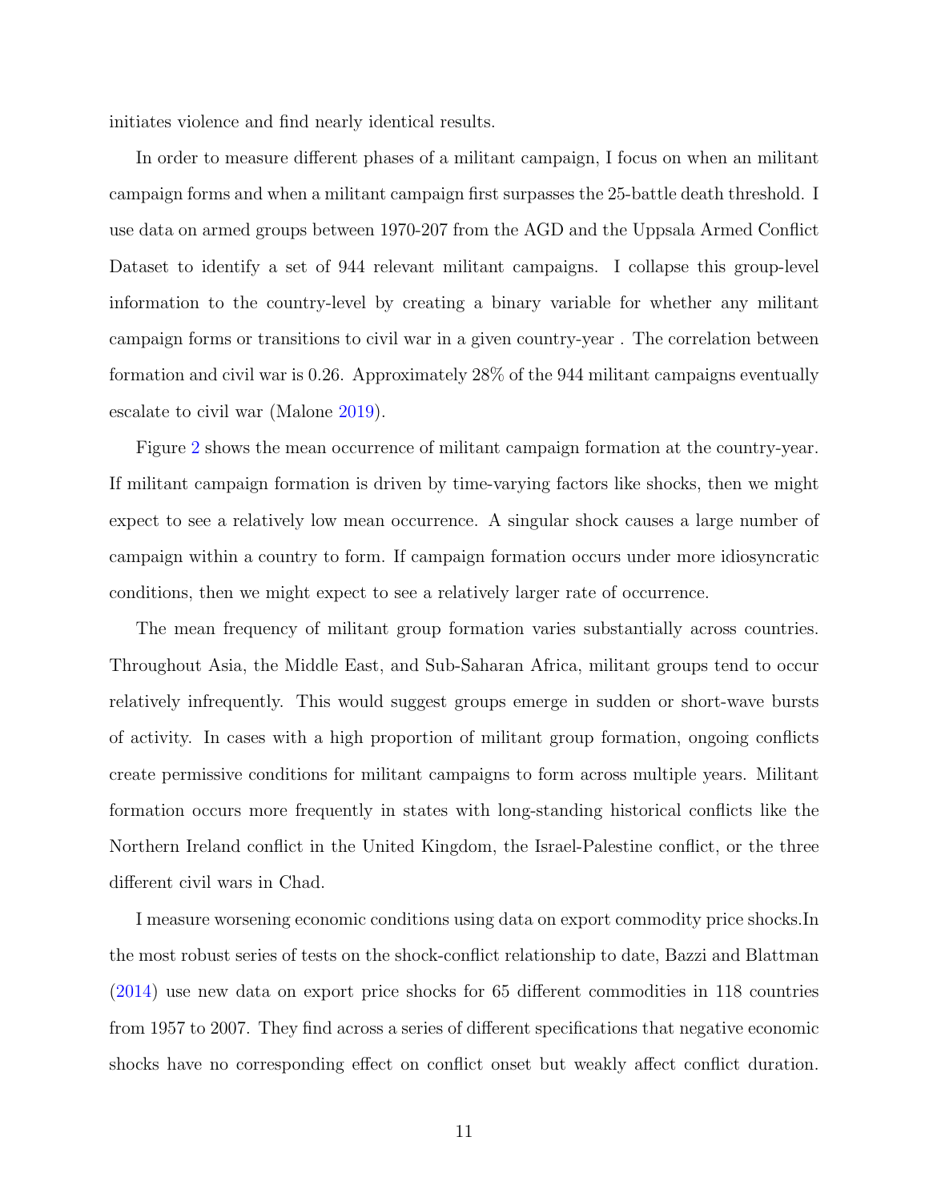initiates violence and find nearly identical results.

In order to measure different phases of a militant campaign, I focus on when an militant campaign forms and when a militant campaign first surpasses the 25-battle death threshold. I use data on armed groups between 1970-207 from the AGD and the Uppsala Armed Conflict Dataset to identify a set of 944 relevant militant campaigns. I collapse this group-level information to the country-level by creating a binary variable for whether any militant campaign forms or transitions to civil war in a given country-year . The correlation between formation and civil war is 0.26. Approximately 28% of the 944 militant campaigns eventually escalate to civil war (Malone 2019).

Figure 2 shows the mean occurrence of militant campaign formation at the country-year. If militant campaign formation is driven by time-varying factors like shocks, then we might expect to see a relatively low mean occurrence. A singular shock causes a large number of campaign within a country to form. If campaign formation occurs under more idiosyncratic conditions, then we might expect to see a relatively larger rate of occurrence.

The mean frequency of militant group formation varies substantially across countries. Throughout Asia, the Middle East, and Sub-Saharan Africa, militant groups tend to occur relatively infrequently. This would suggest groups emerge in sudden or short-wave bursts of activity. In cases with a high proportion of militant group formation, ongoing conflicts create permissive conditions for militant campaigns to form across multiple years. Militant formation occurs more frequently in states with long-standing historical conflicts like the Northern Ireland conflict in the United Kingdom, the Israel-Palestine conflict, or the three different civil wars in Chad.

I measure worsening economic conditions using data on export commodity price shocks.In the most robust series of tests on the shock-conflict relationship to date, Bazzi and Blattman (2014) use new data on export price shocks for 65 different commodities in 118 countries from 1957 to 2007. They find across a series of different specifications that negative economic shocks have no corresponding effect on conflict onset but weakly affect conflict duration.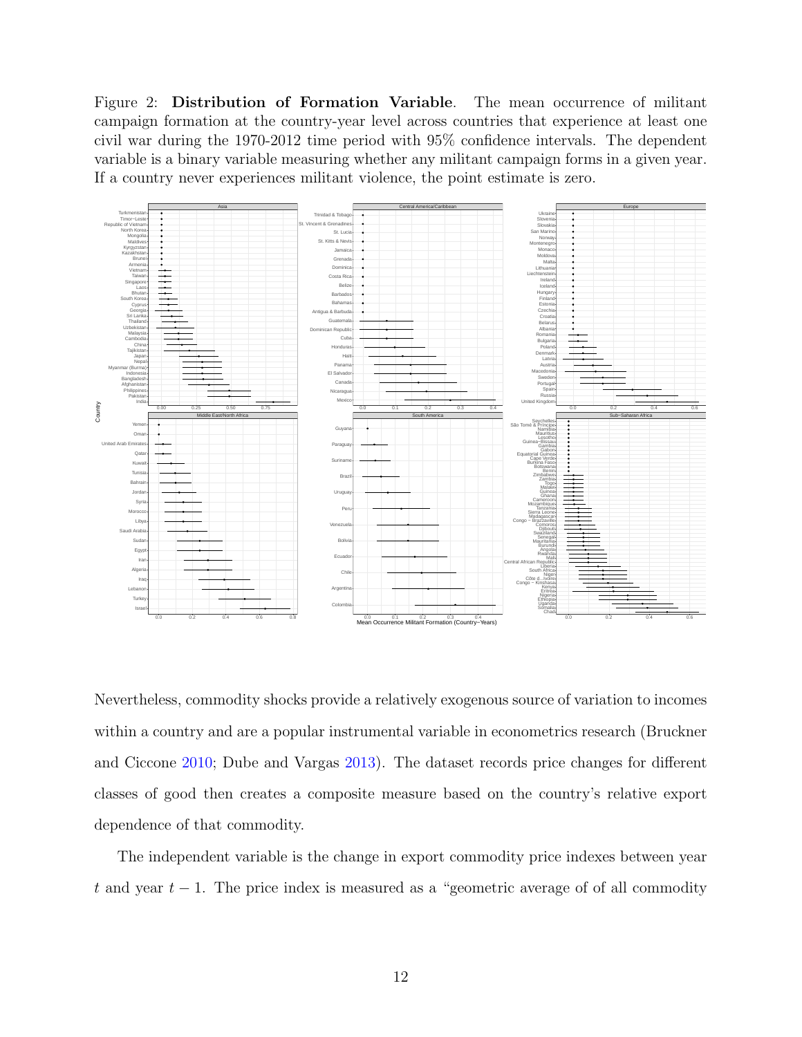Figure 2: **Distribution of Formation Variable**. The mean occurrence of militant campaign formation at the country-year level across countries that experience at least one civil war during the 1970-2012 time period with 95% confidence intervals. The dependent variable is a binary variable measuring whether any militant campaign forms in a given year. If a country never experiences militant violence, the point estimate is zero.

Nevertheless, commodity shocks provide a relatively exogenous source of variation to incomes within a country and are a popular instrumental variable in econometrics research (Bruckner and Ciccone 2010; Dube and Vargas 2013). The dataset records price changes for different classes of good then creates a composite measure based on the country's relative export dependence of that commodity.

The independent variable is the change in export commodity price indexes between year $t$ and year $t-1$. The price index is measured as a "geometric average of of all commodity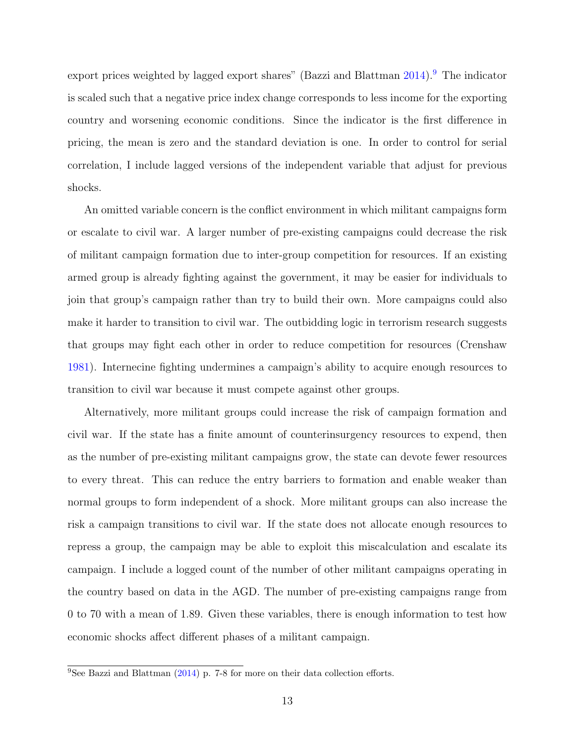export prices weighted by lagged export shares" (Bazzi and Blattman 2014).[9] The indicator is scaled such that a negative price index change corresponds to less income for the exporting country and worsening economic conditions. Since the indicator is the first difference in pricing, the mean is zero and the standard deviation is one. In order to control for serial correlation, I include lagged versions of the independent variable that adjust for previous shocks.

An omitted variable concern is the conflict environment in which militant campaigns form or escalate to civil war. A larger number of pre-existing campaigns could decrease the risk of militant campaign formation due to inter-group competition for resources. If an existing armed group is already fighting against the government, it may be easier for individuals to join that group's campaign rather than try to build their own. More campaigns could also make it harder to transition to civil war. The outbidding logic in terrorism research suggests that groups may fight each other in order to reduce competition for resources (Crenshaw 1981). Internecine fighting undermines a campaign's ability to acquire enough resources to transition to civil war because it must compete against other groups.

Alternatively, more militant groups could increase the risk of campaign formation and civil war. If the state has a finite amount of counterinsurgency resources to expend, then as the number of pre-existing militant campaigns grow, the state can devote fewer resources to every threat. This can reduce the entry barriers to formation and enable weaker than normal groups to form independent of a shock. More militant groups can also increase the risk a campaign transitions to civil war. If the state does not allocate enough resources to repress a group, the campaign may be able to exploit this miscalculation and escalate its campaign. I include a logged count of the number of other militant campaigns operating in the country based on data in the AGD. The number of pre-existing campaigns range from 0 to 70 with a mean of 1.89. Given these variables, there is enough information to test how economic shocks affect different phases of a militant campaign.

[9] See Bazzi and Blattman (2014) p. 7-8 for more on their data collection efforts.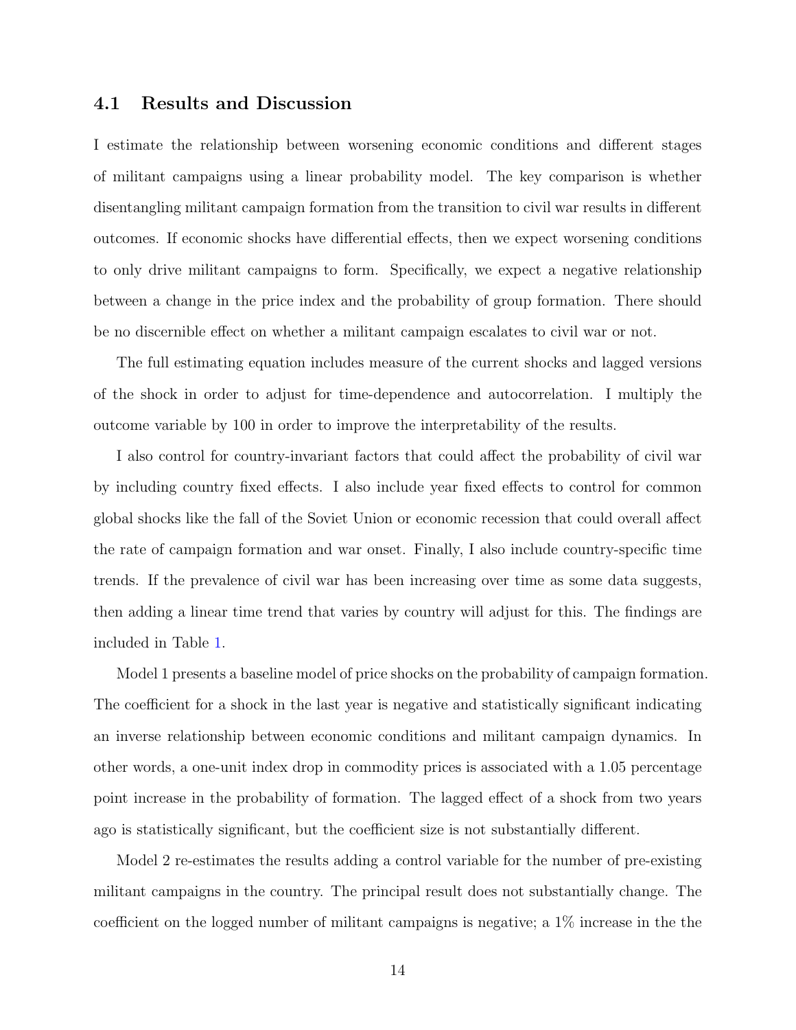### 4.1 Results and Discussion

I estimate the relationship between worsening economic conditions and different stages of militant campaigns using a linear probability model. The key comparison is whether disentangling militant campaign formation from the transition to civil war results in different outcomes. If economic shocks have differential effects, then we expect worsening conditions to only drive militant campaigns to form. Specifically, we expect a negative relationship between a change in the price index and the probability of group formation. There should be no discernible effect on whether a militant campaign escalates to civil war or not.

The full estimating equation includes measure of the current shocks and lagged versions of the shock in order to adjust for time-dependence and autocorrelation. I multiply the outcome variable by 100 in order to improve the interpretability of the results.

I also control for country-invariant factors that could affect the probability of civil war by including country fixed effects. I also include year fixed effects to control for common global shocks like the fall of the Soviet Union or economic recession that could overall affect the rate of campaign formation and war onset. Finally, I also include country-specific time trends. If the prevalence of civil war has been increasing over time as some data suggests, then adding a linear time trend that varies by country will adjust for this. The findings are included in Table 1.

Model 1 presents a baseline model of price shocks on the probability of campaign formation. The coefficient for a shock in the last year is negative and statistically significant indicating an inverse relationship between economic conditions and militant campaign dynamics. In other words, a one-unit index drop in commodity prices is associated with a 1.05 percentage point increase in the probability of formation. The lagged effect of a shock from two years ago is statistically significant, but the coefficient size is not substantially different.

Model 2 re-estimates the results adding a control variable for the number of pre-existing militant campaigns in the country. The principal result does not substantially change. The coefficient on the logged number of militant campaigns is negative; a 1% increase in the the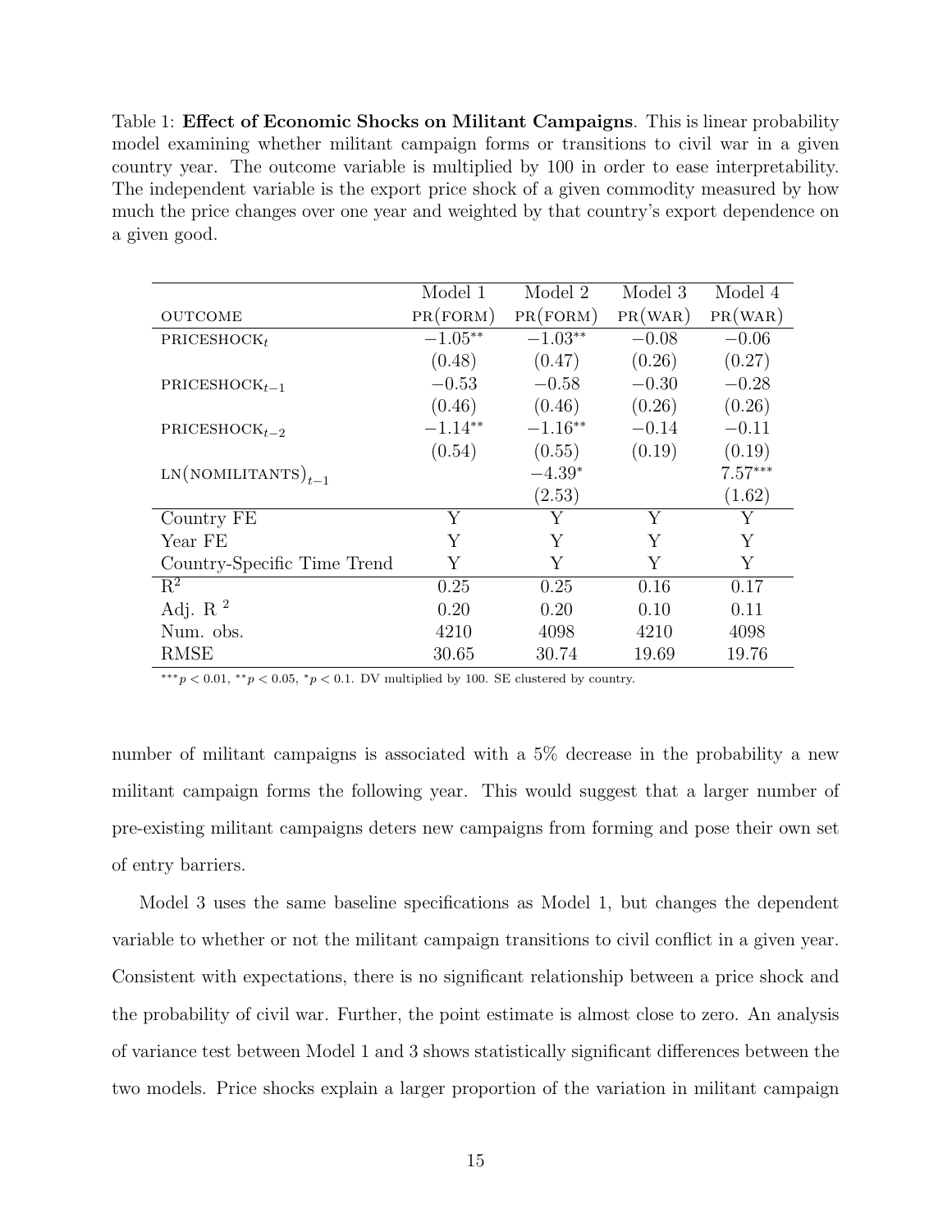Table 1: **Effect of Economic Shocks on Militant Campaigns**. This is linear probability model examining whether militant campaign forms or transitions to civil war in a given country year. The outcome variable is multiplied by 100 in order to ease interpretability. The independent variable is the export price shock of a given commodity measured by how much the price changes over one year and weighted by that country's export dependence on a given good.

| | Model 1 | Model 2 | Model 3 | Model 4 |
|---|---|---|---|---|
| OUTCOME | PR(FORM) | PR(FORM) | PR(WAR) | PR(WAR) |
| $\text{PRICESHOCK}_t$ | $-1.05^{**}$ | $-1.03^{**}$ | $-0.08$ | $-0.06$ |
| | (0.48) | (0.47) | (0.26) | (0.27) |
| $\text{PRICESHOCK}_{t-1}$ | $-0.53$ | $-0.58$ | $-0.30$ | $-0.28$ |
| | (0.46) | (0.46) | (0.26) | (0.26) |
| $\text{PRICESHOCK}_{t-2}$ | $-1.14^{**}$ | $-1.16^{**}$ | $-0.14$ | $-0.11$ |
| | (0.54) | (0.55) | (0.19) | (0.19) |
| $\text{LN(NOMILITANTS)}_{t-1}$ | | $-4.39^{*}$ | | $7.57^{***}$ |
| | | (2.53) | | (1.62) |
| Country FE | Y | Y | Y | Y |
| Year FE | Y | Y | Y | Y |
| Country-Specific Time Trend | Y | Y | Y | Y |
| $R^2$ | 0.25 | 0.25 | 0.16 | 0.17 |
| Adj. $R^2$ | 0.20 | 0.20 | 0.10 | 0.11 |
| Num. obs. | 4210 | 4098 | 4210 | 4098 |
| RMSE | 30.65 | 30.74 | 19.69 | 19.76 |

$^{***}p < 0.01$, $^{**}p < 0.05$, $^{*}p < 0.1$. DV multiplied by 100. SE clustered by country.

number of militant campaigns is associated with a 5% decrease in the probability a new militant campaign forms the following year. This would suggest that a larger number of pre-existing militant campaigns deters new campaigns from forming and pose their own set of entry barriers.

Model 3 uses the same baseline specifications as Model 1, but changes the dependent variable to whether or not the militant campaign transitions to civil conflict in a given year. Consistent with expectations, there is no significant relationship between a price shock and the probability of civil war. Further, the point estimate is almost close to zero. An analysis of variance test between Model 1 and 3 shows statistically significant differences between the two models. Price shocks explain a larger proportion of the variation in militant campaign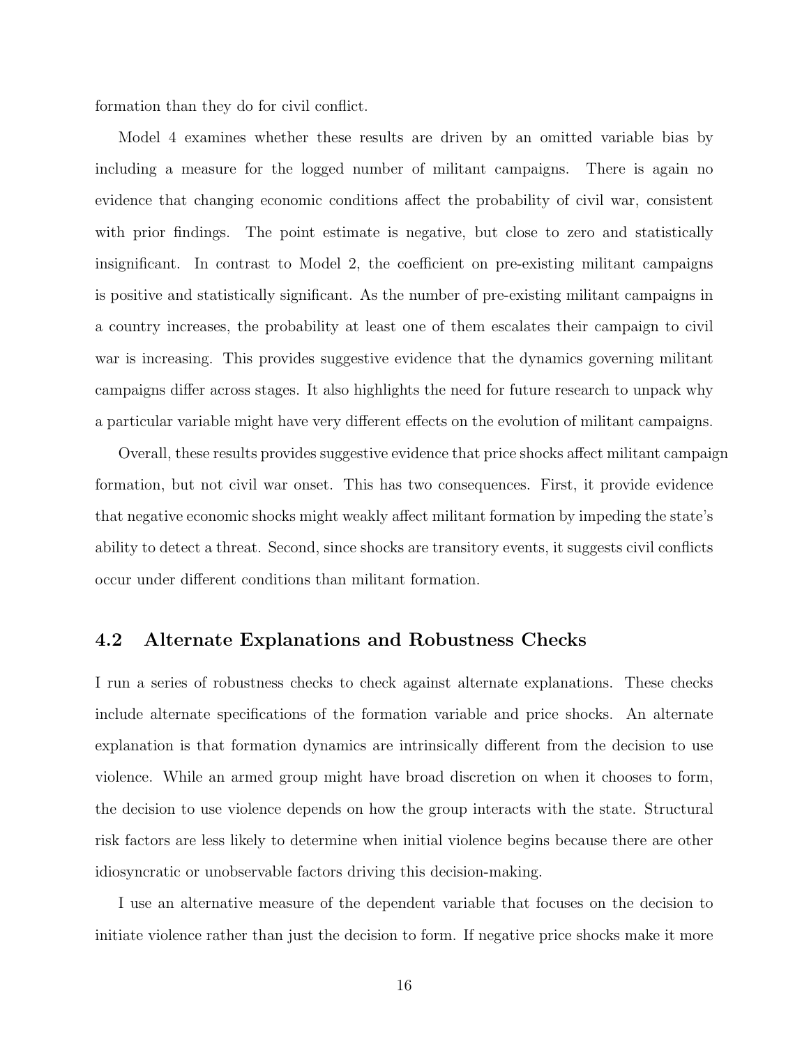formation than they do for civil conflict.

Model 4 examines whether these results are driven by an omitted variable bias by including a measure for the logged number of militant campaigns. There is again no evidence that changing economic conditions affect the probability of civil war, consistent with prior findings. The point estimate is negative, but close to zero and statistically insignificant. In contrast to Model 2, the coefficient on pre-existing militant campaigns is positive and statistically significant. As the number of pre-existing militant campaigns in a country increases, the probability at least one of them escalates their campaign to civil war is increasing. This provides suggestive evidence that the dynamics governing militant campaigns differ across stages. It also highlights the need for future research to unpack why a particular variable might have very different effects on the evolution of militant campaigns.

Overall, these results provides suggestive evidence that price shocks affect militant campaign formation, but not civil war onset. This has two consequences. First, it provide evidence that negative economic shocks might weakly affect militant formation by impeding the state's ability to detect a threat. Second, since shocks are transitory events, it suggests civil conflicts occur under different conditions than militant formation.

## 4.2 Alternate Explanations and Robustness Checks

I run a series of robustness checks to check against alternate explanations. These checks include alternate specifications of the formation variable and price shocks. An alternate explanation is that formation dynamics are intrinsically different from the decision to use violence. While an armed group might have broad discretion on when it chooses to form, the decision to use violence depends on how the group interacts with the state. Structural risk factors are less likely to determine when initial violence begins because there are other idiosyncratic or unobservable factors driving this decision-making.

I use an alternative measure of the dependent variable that focuses on the decision to initiate violence rather than just the decision to form. If negative price shocks make it more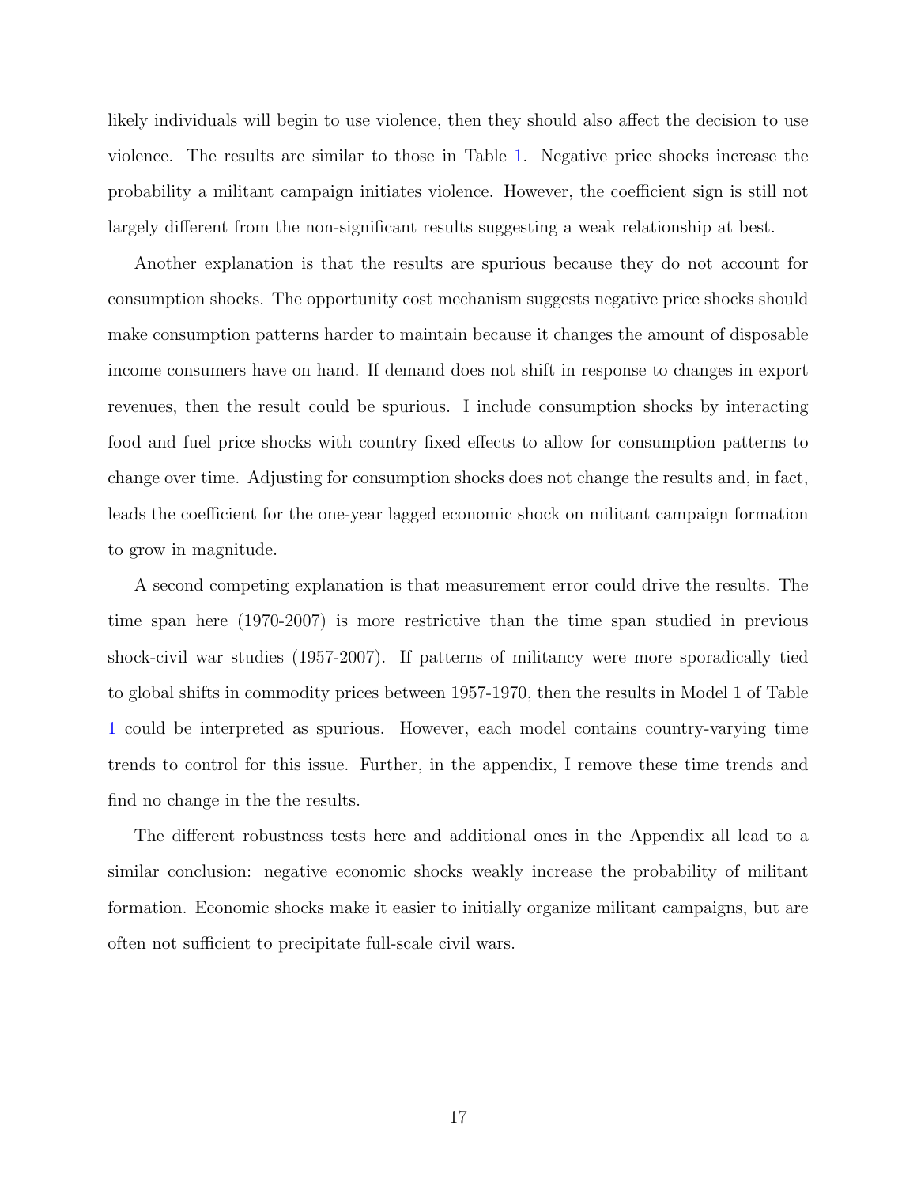likely individuals will begin to use violence, then they should also affect the decision to use violence. The results are similar to those in Table 1. Negative price shocks increase the probability a militant campaign initiates violence. However, the coefficient sign is still not largely different from the non-significant results suggesting a weak relationship at best.

Another explanation is that the results are spurious because they do not account for consumption shocks. The opportunity cost mechanism suggests negative price shocks should make consumption patterns harder to maintain because it changes the amount of disposable income consumers have on hand. If demand does not shift in response to changes in export revenues, then the result could be spurious. I include consumption shocks by interacting food and fuel price shocks with country fixed effects to allow for consumption patterns to change over time. Adjusting for consumption shocks does not change the results and, in fact, leads the coefficient for the one-year lagged economic shock on militant campaign formation to grow in magnitude.

A second competing explanation is that measurement error could drive the results. The time span here (1970-2007) is more restrictive than the time span studied in previous shock-civil war studies (1957-2007). If patterns of militancy were more sporadically tied to global shifts in commodity prices between 1957-1970, then the results in Model 1 of Table 1 could be interpreted as spurious. However, each model contains country-varying time trends to control for this issue. Further, in the appendix, I remove these time trends and find no change in the the results.

The different robustness tests here and additional ones in the Appendix all lead to a similar conclusion: negative economic shocks weakly increase the probability of militant formation. Economic shocks make it easier to initially organize militant campaigns, but are often not sufficient to precipitate full-scale civil wars.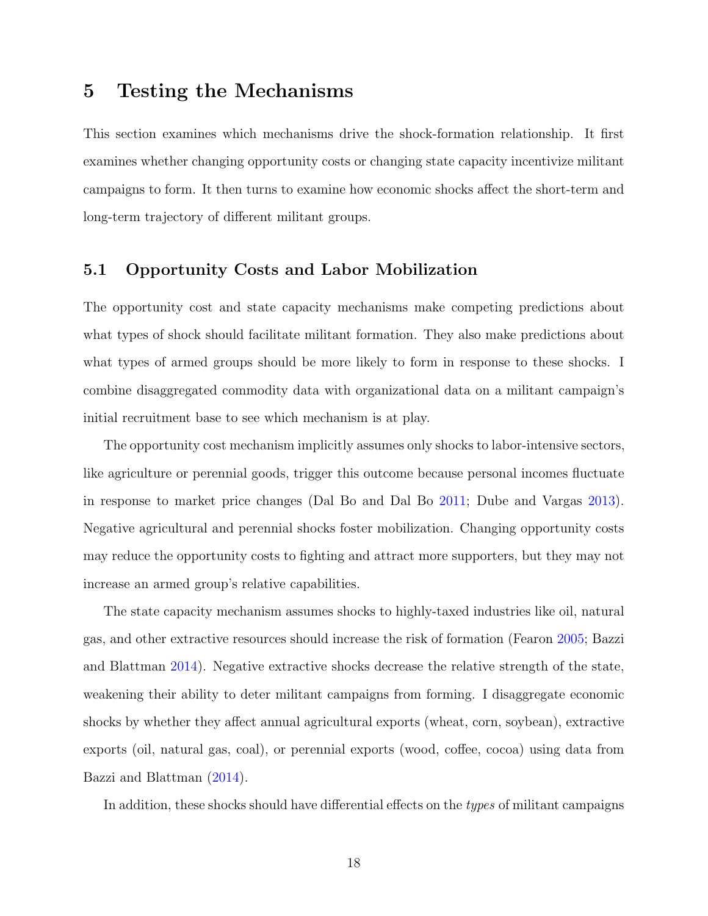## 5 Testing the Mechanisms

This section examines which mechanisms drive the shock-formation relationship. It first examines whether changing opportunity costs or changing state capacity incentivize militant campaigns to form. It then turns to examine how economic shocks affect the short-term and long-term trajectory of different militant groups.

### 5.1 Opportunity Costs and Labor Mobilization

The opportunity cost and state capacity mechanisms make competing predictions about what types of shock should facilitate militant formation. They also make predictions about what types of armed groups should be more likely to form in response to these shocks. I combine disaggregated commodity data with organizational data on a militant campaign's initial recruitment base to see which mechanism is at play.

The opportunity cost mechanism implicitly assumes only shocks to labor-intensive sectors, like agriculture or perennial goods, trigger this outcome because personal incomes fluctuate in response to market price changes (Dal Bo and Dal Bo 2011; Dube and Vargas 2013). Negative agricultural and perennial shocks foster mobilization. Changing opportunity costs may reduce the opportunity costs to fighting and attract more supporters, but they may not increase an armed group's relative capabilities.

The state capacity mechanism assumes shocks to highly-taxed industries like oil, natural gas, and other extractive resources should increase the risk of formation (Fearon 2005; Bazzi and Blattman 2014). Negative extractive shocks decrease the relative strength of the state, weakening their ability to deter militant campaigns from forming. I disaggregate economic shocks by whether they affect annual agricultural exports (wheat, corn, soybean), extractive exports (oil, natural gas, coal), or perennial exports (wood, coffee, cocoa) using data from Bazzi and Blattman (2014).

In addition, these shocks should have differential effects on the *types* of militant campaigns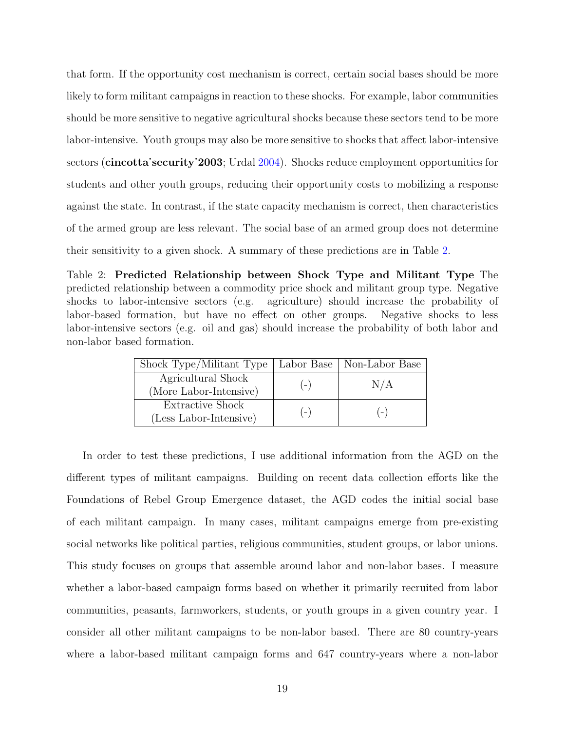that form. If the opportunity cost mechanism is correct, certain social bases should be more likely to form militant campaigns in reaction to these shocks. For example, labor communities should be more sensitive to negative agricultural shocks because these sectors tend to be more labor-intensive. Youth groups may also be more sensitive to shocks that affect labor-intensive sectors (**cincotta˙security˙2003**; Urdal 2004). Shocks reduce employment opportunities for students and other youth groups, reducing their opportunity costs to mobilizing a response against the state. In contrast, if the state capacity mechanism is correct, then characteristics of the armed group are less relevant. The social base of an armed group does not determine their sensitivity to a given shock. A summary of these predictions are in Table 2.

Table 2: **Predicted Relationship between Shock Type and Militant Type** The predicted relationship between a commodity price shock and militant group type. Negative shocks to labor-intensive sectors (e.g. agriculture) should increase the probability of labor-based formation, but have no effect on other groups. Negative shocks to less labor-intensive sectors (e.g. oil and gas) should increase the probability of both labor and non-labor based formation.

| Shock Type/Militant Type | Labor Base | Non-Labor Base |
|---|---|---|
| Agricultural Shock (More Labor-Intensive) | (-) | N/A |
| Extractive Shock (Less Labor-Intensive) | (-) | (-) |

In order to test these predictions, I use additional information from the AGD on the different types of militant campaigns. Building on recent data collection efforts like the Foundations of Rebel Group Emergence dataset, the AGD codes the initial social base of each militant campaign. In many cases, militant campaigns emerge from pre-existing social networks like political parties, religious communities, student groups, or labor unions. This study focuses on groups that assemble around labor and non-labor bases. I measure whether a labor-based campaign forms based on whether it primarily recruited from labor communities, peasants, farmworkers, students, or youth groups in a given country year. I consider all other militant campaigns to be non-labor based. There are 80 country-years where a labor-based militant campaign forms and 647 country-years where a non-labor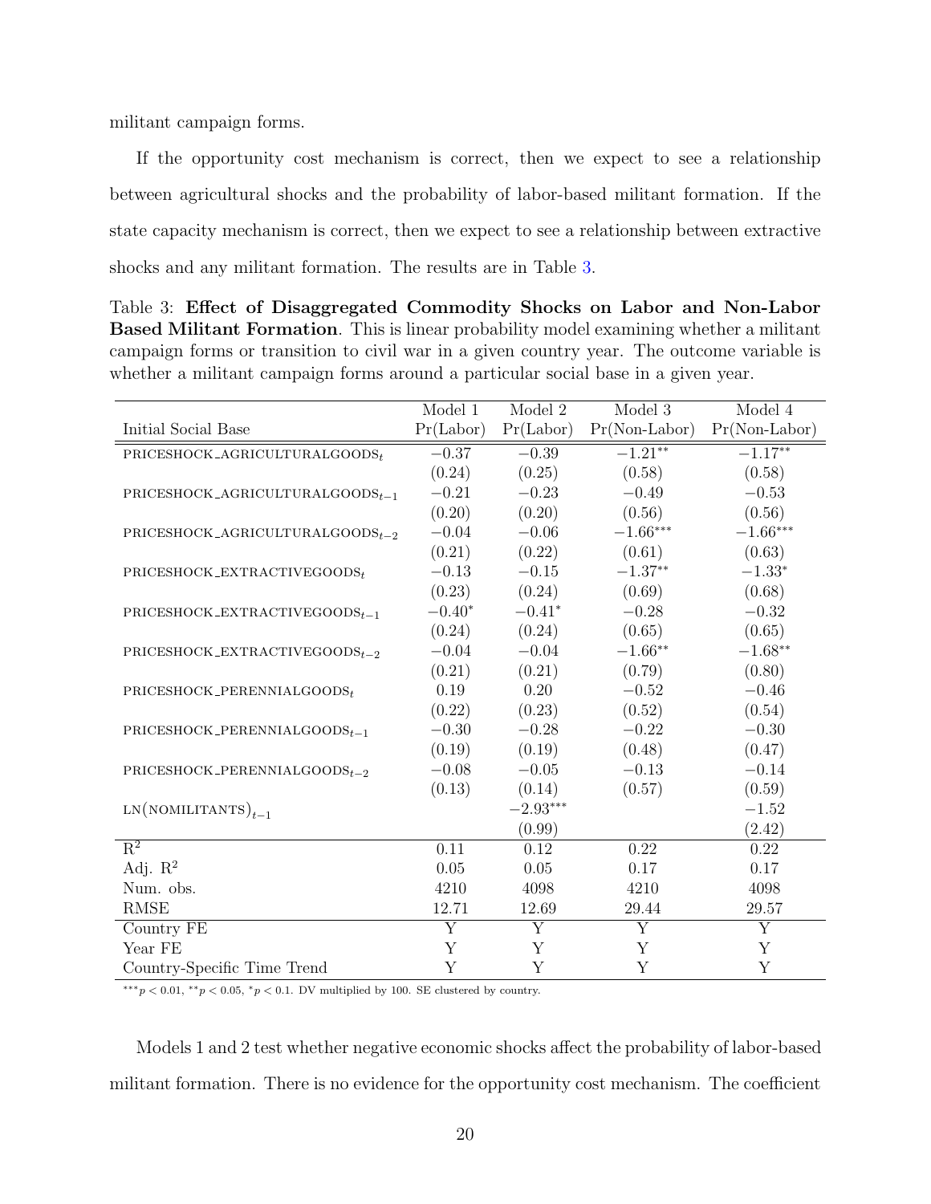militant campaign forms.

If the opportunity cost mechanism is correct, then we expect to see a relationship between agricultural shocks and the probability of labor-based militant formation. If the state capacity mechanism is correct, then we expect to see a relationship between extractive shocks and any militant formation. The results are in Table 3.

Table 3: **Effect of Disaggregated Commodity Shocks on Labor and Non-Labor Based Militant Formation**. This is linear probability model examining whether a militant campaign forms or transition to civil war in a given country year. The outcome variable is whether a militant campaign forms around a particular social base in a given year.

| Initial Social Base | Model 1 Pr(Labor) | Model 2 Pr(Labor) | Model 3 Pr(Non-Labor) | Model 4 Pr(Non-Labor) |
|---|---|---|---|---|
| PRICESHOCK_AGRICULTURALGOODS$_t$ | $-0.37$ | $-0.39$ | $-1.21^{**}$ | $-1.17^{**}$ |
| | (0.24) | (0.25) | (0.58) | (0.58) |
| PRICESHOCK_AGRICULTURALGOODS$_{t-1}$ | $-0.21$ | $-0.23$ | $-0.49$ | $-0.53$ |
| | (0.20) | (0.20) | (0.56) | (0.56) |
| PRICESHOCK_AGRICULTURALGOODS$_{t-2}$ | $-0.04$ | $-0.06$ | $-1.66^{***}$ | $-1.66^{***}$ |
| | (0.21) | (0.22) | (0.61) | (0.63) |
| PRICESHOCK_EXTRACTIVEGOODS$_t$ | $-0.13$ | $-0.15$ | $-1.37^{**}$ | $-1.33^{*}$ |
| | (0.23) | (0.24) | (0.69) | (0.68) |
| PRICESHOCK_EXTRACTIVEGOODS$_{t-1}$ | $-0.40^{*}$ | $-0.41^{*}$ | $-0.28$ | $-0.32$ |
| | (0.24) | (0.24) | (0.65) | (0.65) |
| PRICESHOCK_EXTRACTIVEGOODS$_{t-2}$ | $-0.04$ | $-0.04$ | $-1.66^{**}$ | $-1.68^{**}$ |
| | (0.21) | (0.21) | (0.79) | (0.80) |
| PRICESHOCK_PERENNIALGOODS$_t$ | 0.19 | 0.20 | $-0.52$ | $-0.46$ |
| | (0.22) | (0.23) | (0.52) | (0.54) |
| PRICESHOCK_PERENNIALGOODS$_{t-1}$ | $-0.30$ | $-0.28$ | $-0.22$ | $-0.30$ |
| | (0.19) | (0.19) | (0.48) | (0.47) |
| PRICESHOCK_PERENNIALGOODS$_{t-2}$ | $-0.08$ | $-0.05$ | $-0.13$ | $-0.14$ |
| | (0.13) | (0.14) | (0.57) | (0.59) |
| LN(NOMILITANTS)$_{t-1}$ | | $-2.93^{***}$ | | $-1.52$ |
| | | (0.99) | | (2.42) |
| $R^2$ | 0.11 | 0.12 | 0.22 | 0.22 |
| Adj. $R^2$ | 0.05 | 0.05 | 0.17 | 0.17 |
| Num. obs. | 4210 | 4098 | 4210 | 4098 |
| RMSE | 12.71 | 12.69 | 29.44 | 29.57 |
| Country FE | Y | Y | Y | Y |
| Year FE | Y | Y | Y | Y |
| Country-Specific Time Trend | Y | Y | Y | Y |

$^{***}p < 0.01$, $^{**}p < 0.05$, $^{*}p < 0.1$. DV multiplied by 100. SE clustered by country.

Models 1 and 2 test whether negative economic shocks affect the probability of labor-based militant formation. There is no evidence for the opportunity cost mechanism. The coefficient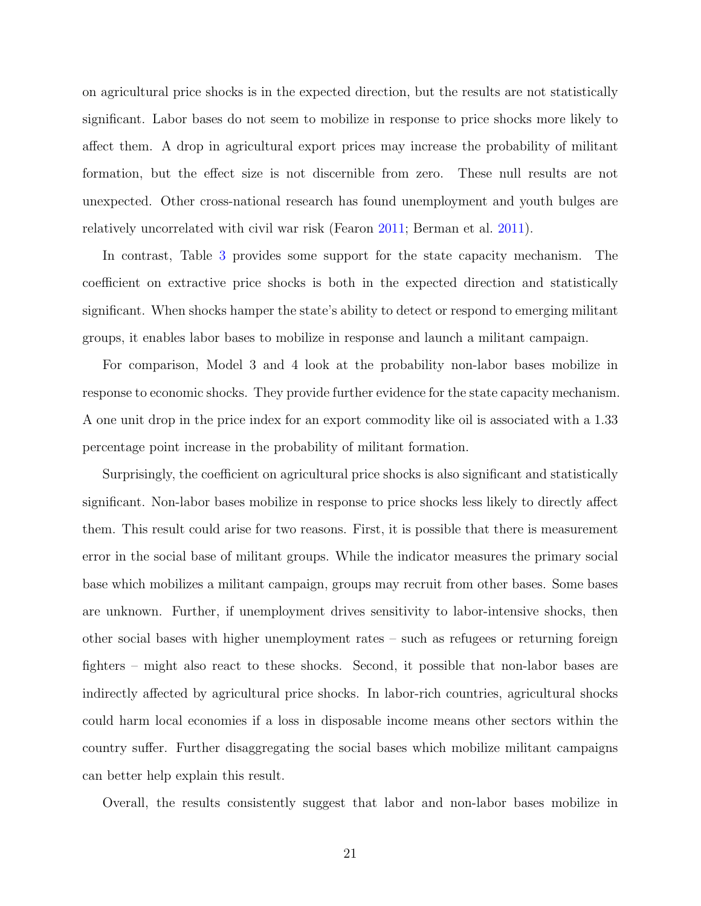on agricultural price shocks is in the expected direction, but the results are not statistically significant. Labor bases do not seem to mobilize in response to price shocks more likely to affect them. A drop in agricultural export prices may increase the probability of militant formation, but the effect size is not discernible from zero. These null results are not unexpected. Other cross-national research has found unemployment and youth bulges are relatively uncorrelated with civil war risk (Fearon 2011; Berman et al. 2011).

In contrast, Table 3 provides some support for the state capacity mechanism. The coefficient on extractive price shocks is both in the expected direction and statistically significant. When shocks hamper the state's ability to detect or respond to emerging militant groups, it enables labor bases to mobilize in response and launch a militant campaign.

For comparison, Model 3 and 4 look at the probability non-labor bases mobilize in response to economic shocks. They provide further evidence for the state capacity mechanism. A one unit drop in the price index for an export commodity like oil is associated with a 1.33 percentage point increase in the probability of militant formation.

Surprisingly, the coefficient on agricultural price shocks is also significant and statistically significant. Non-labor bases mobilize in response to price shocks less likely to directly affect them. This result could arise for two reasons. First, it is possible that there is measurement error in the social base of militant groups. While the indicator measures the primary social base which mobilizes a militant campaign, groups may recruit from other bases. Some bases are unknown. Further, if unemployment drives sensitivity to labor-intensive shocks, then other social bases with higher unemployment rates – such as refugees or returning foreign fighters – might also react to these shocks. Second, it possible that non-labor bases are indirectly affected by agricultural price shocks. In labor-rich countries, agricultural shocks could harm local economies if a loss in disposable income means other sectors within the country suffer. Further disaggregating the social bases which mobilize militant campaigns can better help explain this result.

Overall, the results consistently suggest that labor and non-labor bases mobilize in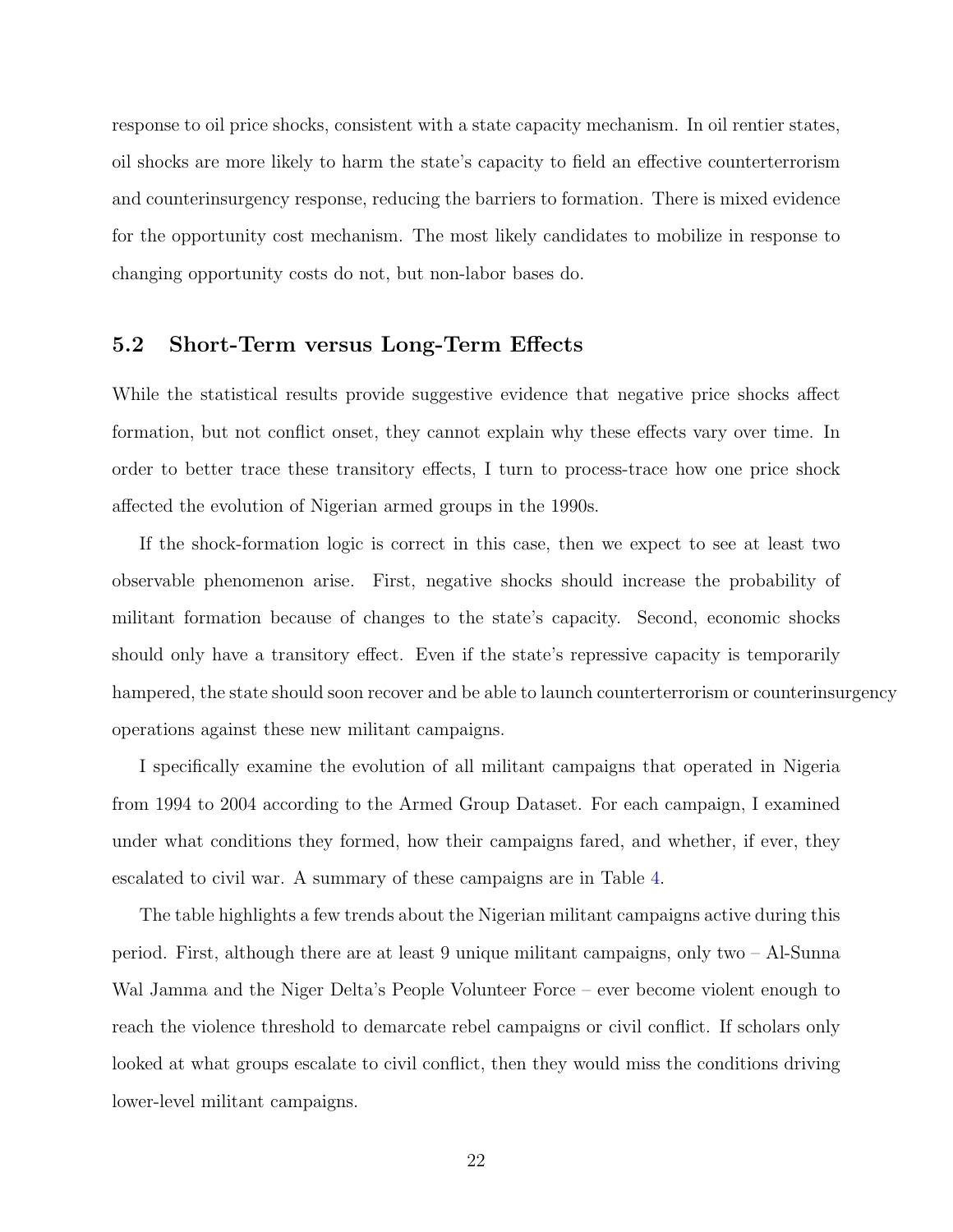response to oil price shocks, consistent with a state capacity mechanism. In oil rentier states, oil shocks are more likely to harm the state's capacity to field an effective counterterrorism and counterinsurgency response, reducing the barriers to formation. There is mixed evidence for the opportunity cost mechanism. The most likely candidates to mobilize in response to changing opportunity costs do not, but non-labor bases do.

## 5.2 Short-Term versus Long-Term Effects

While the statistical results provide suggestive evidence that negative price shocks affect formation, but not conflict onset, they cannot explain why these effects vary over time. In order to better trace these transitory effects, I turn to process-trace how one price shock affected the evolution of Nigerian armed groups in the 1990s.

If the shock-formation logic is correct in this case, then we expect to see at least two observable phenomenon arise. First, negative shocks should increase the probability of militant formation because of changes to the state's capacity. Second, economic shocks should only have a transitory effect. Even if the state's repressive capacity is temporarily hampered, the state should soon recover and be able to launch counterterrorism or counterinsurgency operations against these new militant campaigns.

I specifically examine the evolution of all militant campaigns that operated in Nigeria from 1994 to 2004 according to the Armed Group Dataset. For each campaign, I examined under what conditions they formed, how their campaigns fared, and whether, if ever, they escalated to civil war. A summary of these campaigns are in Table 4.

The table highlights a few trends about the Nigerian militant campaigns active during this period. First, although there are at least 9 unique militant campaigns, only two – Al-Sunna Wal Jamma and the Niger Delta's People Volunteer Force – ever become violent enough to reach the violence threshold to demarcate rebel campaigns or civil conflict. If scholars only looked at what groups escalate to civil conflict, then they would miss the conditions driving lower-level militant campaigns.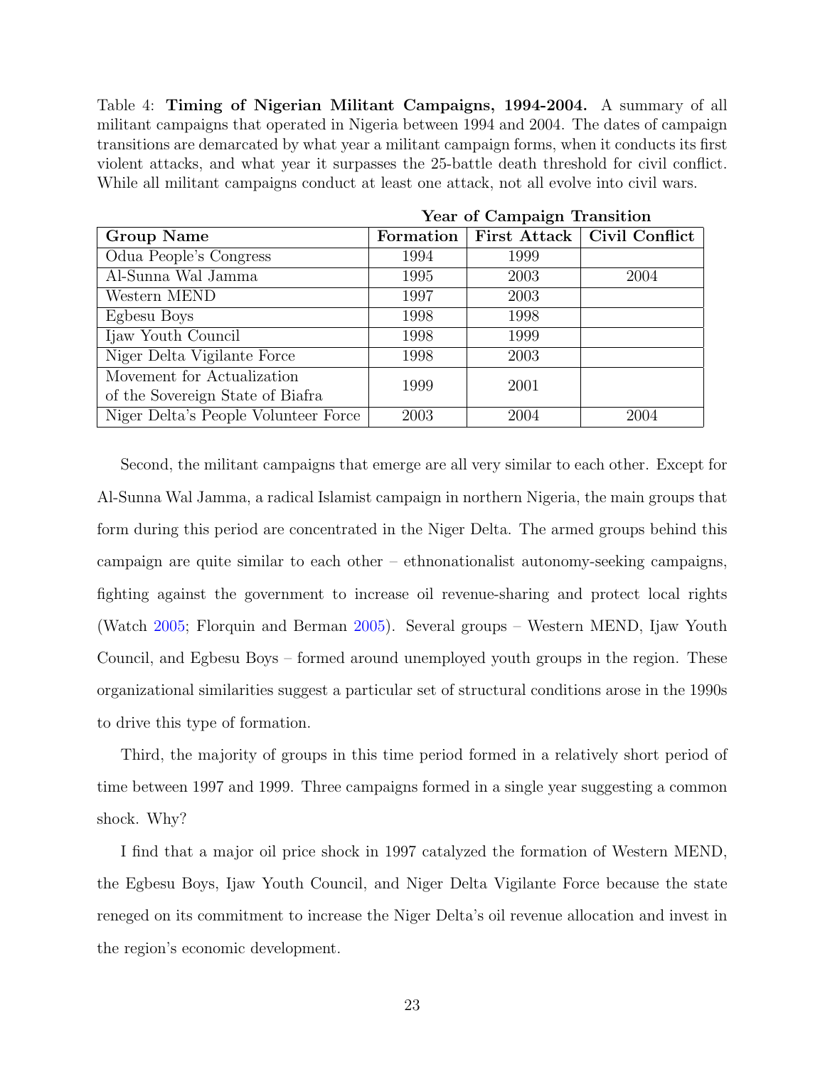Table 4: **Timing of Nigerian Militant Campaigns, 1994-2004.** A summary of all militant campaigns that operated in Nigeria between 1994 and 2004. The dates of campaign transitions are demarcated by what year a militant campaign forms, when it conducts its first violent attacks, and what year it surpasses the 25-battle death threshold for civil conflict. While all militant campaigns conduct at least one attack, not all evolve into civil wars.

| | **Year of Campaign Transition** | | |
|---|---|---|---|
| **Group Name** | **Formation** | **First Attack** | **Civil Conflict** |
| Odua People's Congress | 1994 | 1999 | |
| Al-Sunna Wal Jamma | 1995 | 2003 | 2004 |
| Western MEND | 1997 | 2003 | |
| Egbesu Boys | 1998 | 1998 | |
| Ijaw Youth Council | 1998 | 1999 | |
| Niger Delta Vigilante Force | 1998 | 2003 | |
| Movement for Actualization of the Sovereign State of Biafra | 1999 | 2001 | |
| Niger Delta's People Volunteer Force | 2003 | 2004 | 2004 |

Second, the militant campaigns that emerge are all very similar to each other. Except for Al-Sunna Wal Jamma, a radical Islamist campaign in northern Nigeria, the main groups that form during this period are concentrated in the Niger Delta. The armed groups behind this campaign are quite similar to each other – ethnonationalist autonomy-seeking campaigns, fighting against the government to increase oil revenue-sharing and protect local rights (Watch 2005; Florquin and Berman 2005). Several groups – Western MEND, Ijaw Youth Council, and Egbesu Boys – formed around unemployed youth groups in the region. These organizational similarities suggest a particular set of structural conditions arose in the 1990s to drive this type of formation.

Third, the majority of groups in this time period formed in a relatively short period of time between 1997 and 1999. Three campaigns formed in a single year suggesting a common shock. Why?

I find that a major oil price shock in 1997 catalyzed the formation of Western MEND, the Egbesu Boys, Ijaw Youth Council, and Niger Delta Vigilante Force because the state reneged on its commitment to increase the Niger Delta's oil revenue allocation and invest in the region's economic development.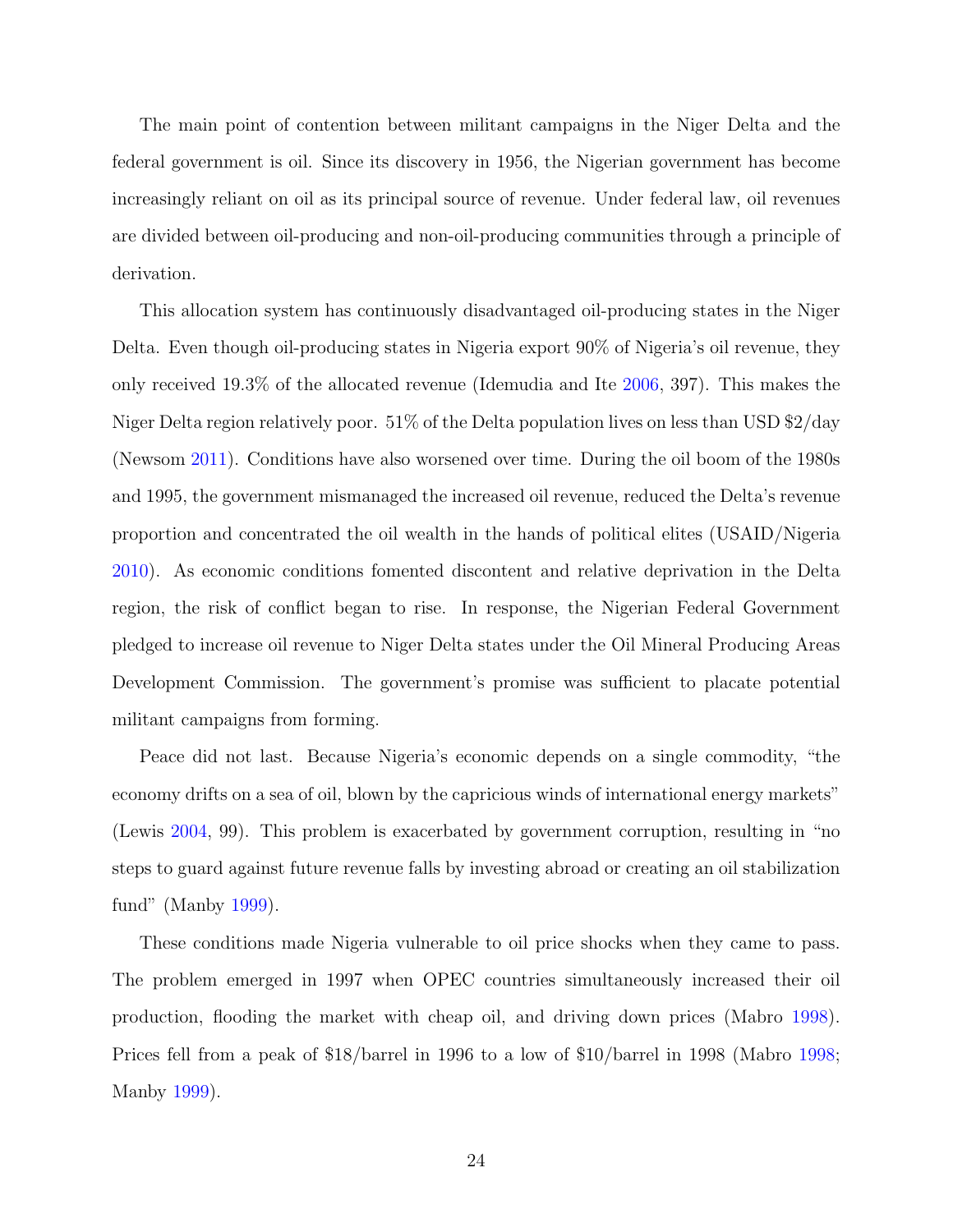The main point of contention between militant campaigns in the Niger Delta and the federal government is oil. Since its discovery in 1956, the Nigerian government has become increasingly reliant on oil as its principal source of revenue. Under federal law, oil revenues are divided between oil-producing and non-oil-producing communities through a principle of derivation.

This allocation system has continuously disadvantaged oil-producing states in the Niger Delta. Even though oil-producing states in Nigeria export 90% of Nigeria's oil revenue, they only received 19.3% of the allocated revenue (Idemudia and Ite 2006, 397). This makes the Niger Delta region relatively poor. 51% of the Delta population lives on less than USD $2/day (Newsom 2011). Conditions have also worsened over time. During the oil boom of the 1980s and 1995, the government mismanaged the increased oil revenue, reduced the Delta's revenue proportion and concentrated the oil wealth in the hands of political elites (USAID/Nigeria 2010). As economic conditions fomented discontent and relative deprivation in the Delta region, the risk of conflict began to rise. In response, the Nigerian Federal Government pledged to increase oil revenue to Niger Delta states under the Oil Mineral Producing Areas Development Commission. The government's promise was sufficient to placate potential militant campaigns from forming.

Peace did not last. Because Nigeria's economic depends on a single commodity, "the economy drifts on a sea of oil, blown by the capricious winds of international energy markets" (Lewis 2004, 99). This problem is exacerbated by government corruption, resulting in "no steps to guard against future revenue falls by investing abroad or creating an oil stabilization fund" (Manby 1999).

These conditions made Nigeria vulnerable to oil price shocks when they came to pass. The problem emerged in 1997 when OPEC countries simultaneously increased their oil production, flooding the market with cheap oil, and driving down prices (Mabro 1998). Prices fell from a peak of $18/barrel in 1996 to a low of $10/barrel in 1998 (Mabro 1998; Manby 1999).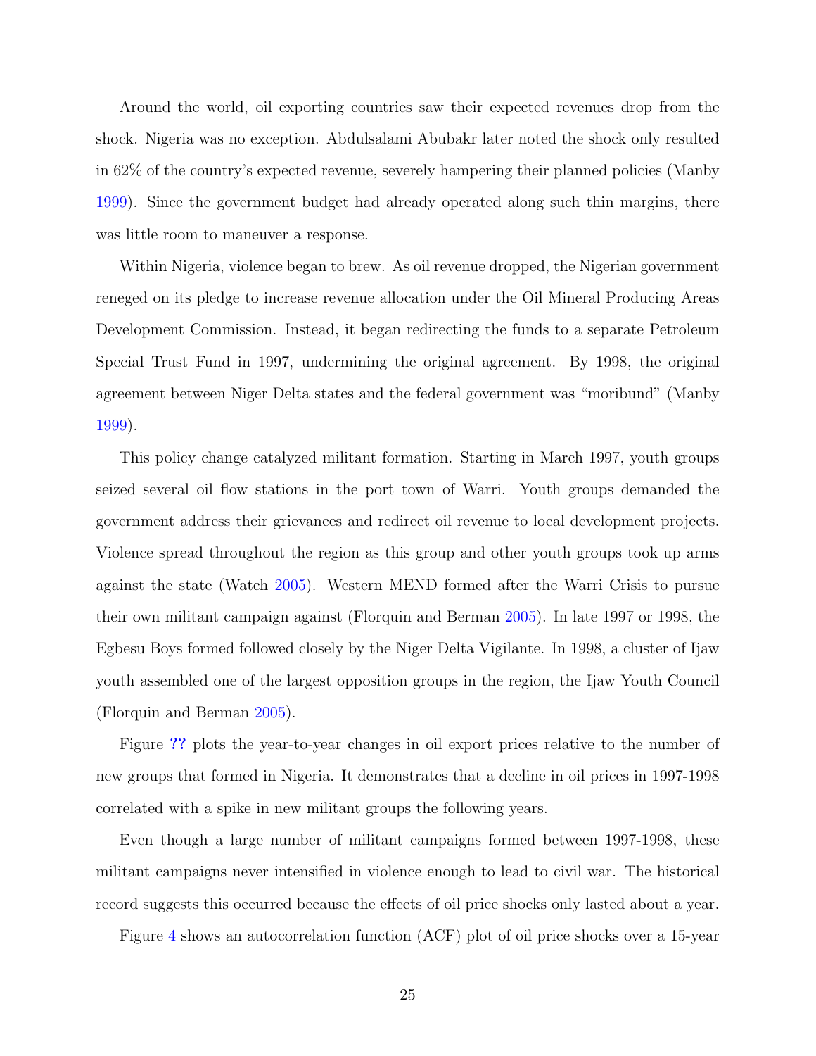Around the world, oil exporting countries saw their expected revenues drop from the shock. Nigeria was no exception. Abdulsalami Abubakr later noted the shock only resulted in 62% of the country's expected revenue, severely hampering their planned policies (Manby 1999). Since the government budget had already operated along such thin margins, there was little room to maneuver a response.

Within Nigeria, violence began to brew. As oil revenue dropped, the Nigerian government reneged on its pledge to increase revenue allocation under the Oil Mineral Producing Areas Development Commission. Instead, it began redirecting the funds to a separate Petroleum Special Trust Fund in 1997, undermining the original agreement. By 1998, the original agreement between Niger Delta states and the federal government was "moribund" (Manby 1999).

This policy change catalyzed militant formation. Starting in March 1997, youth groups seized several oil flow stations in the port town of Warri. Youth groups demanded the government address their grievances and redirect oil revenue to local development projects. Violence spread throughout the region as this group and other youth groups took up arms against the state (Watch 2005). Western MEND formed after the Warri Crisis to pursue their own militant campaign against (Florquin and Berman 2005). In late 1997 or 1998, the Egbesu Boys formed followed closely by the Niger Delta Vigilante. In 1998, a cluster of Ijaw youth assembled one of the largest opposition groups in the region, the Ijaw Youth Council (Florquin and Berman 2005).

Figure ?? plots the year-to-year changes in oil export prices relative to the number of new groups that formed in Nigeria. It demonstrates that a decline in oil prices in 1997-1998 correlated with a spike in new militant groups the following years.

Even though a large number of militant campaigns formed between 1997-1998, these militant campaigns never intensified in violence enough to lead to civil war. The historical record suggests this occurred because the effects of oil price shocks only lasted about a year.

Figure 4 shows an autocorrelation function (ACF) plot of oil price shocks over a 15-year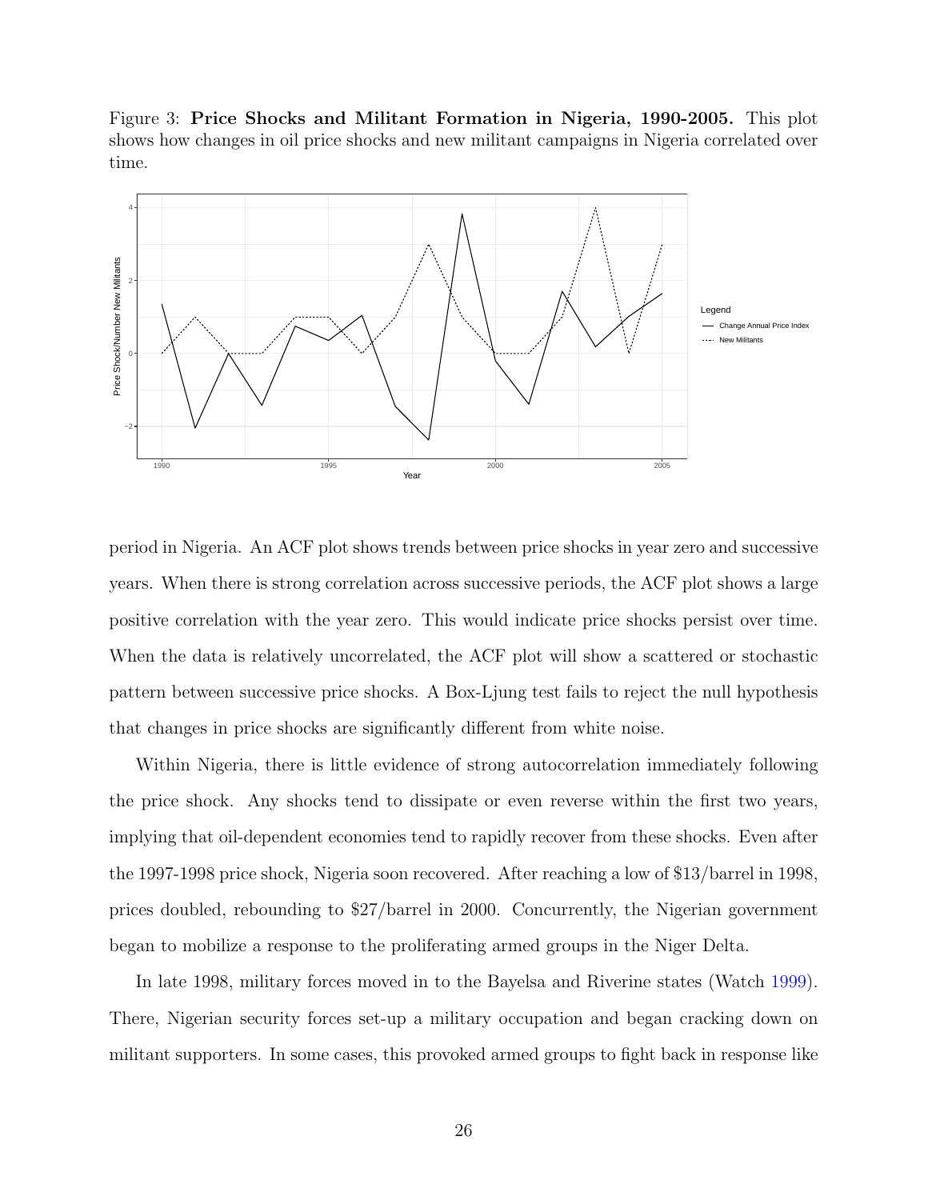Figure 3: **Price Shocks and Militant Formation in Nigeria, 1990-2005.** This plot shows how changes in oil price shocks and new militant campaigns in Nigeria correlated over time.

period in Nigeria. An ACF plot shows trends between price shocks in year zero and successive years. When there is strong correlation across successive periods, the ACF plot shows a large positive correlation with the year zero. This would indicate price shocks persist over time. When the data is relatively uncorrelated, the ACF plot will show a scattered or stochastic pattern between successive price shocks. A Box-Ljung test fails to reject the null hypothesis that changes in price shocks are significantly different from white noise.

Within Nigeria, there is little evidence of strong autocorrelation immediately following the price shock. Any shocks tend to dissipate or even reverse within the first two years, implying that oil-dependent economies tend to rapidly recover from these shocks. Even after the 1997-1998 price shock, Nigeria soon recovered. After reaching a low of \$13/barrel in 1998, prices doubled, rebounding to \$27/barrel in 2000. Concurrently, the Nigerian government began to mobilize a response to the proliferating armed groups in the Niger Delta.

In late 1998, military forces moved in to the Bayelsa and Riverine states (Watch 1999). There, Nigerian security forces set-up a military occupation and began cracking down on militant supporters. In some cases, this provoked armed groups to fight back in response like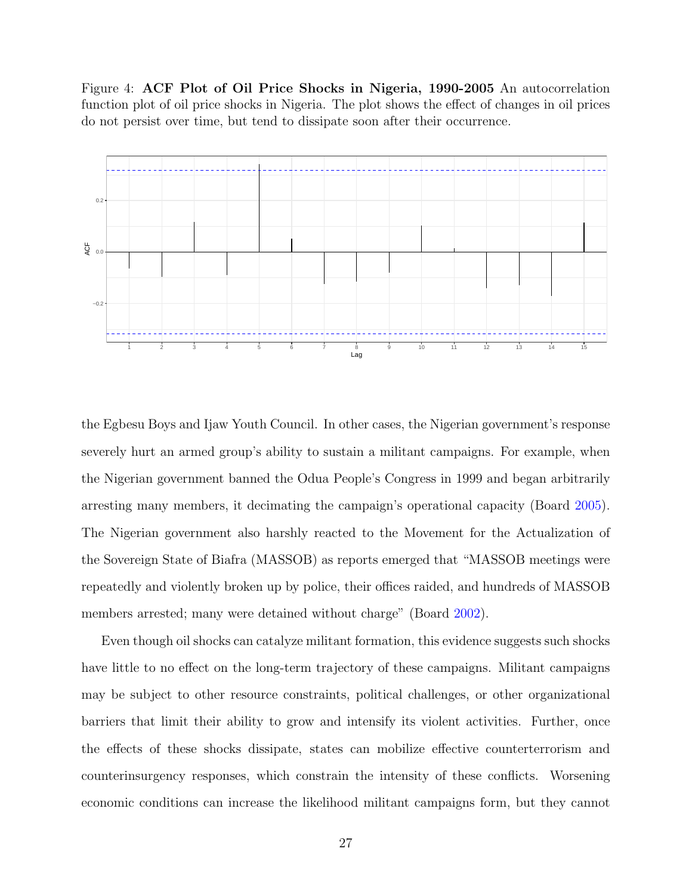Figure 4: **ACF Plot of Oil Price Shocks in Nigeria, 1990-2005** An autocorrelation function plot of oil price shocks in Nigeria. The plot shows the effect of changes in oil prices do not persist over time, but tend to dissipate soon after their occurrence.

the Egbesu Boys and Ijaw Youth Council. In other cases, the Nigerian government's response severely hurt an armed group's ability to sustain a militant campaigns. For example, when the Nigerian government banned the Odua People's Congress in 1999 and began arbitrarily arresting many members, it decimating the campaign's operational capacity (Board 2005). The Nigerian government also harshly reacted to the Movement for the Actualization of the Sovereign State of Biafra (MASSOB) as reports emerged that "MASSOB meetings were repeatedly and violently broken up by police, their offices raided, and hundreds of MASSOB members arrested; many were detained without charge" (Board 2002).

Even though oil shocks can catalyze militant formation, this evidence suggests such shocks have little to no effect on the long-term trajectory of these campaigns. Militant campaigns may be subject to other resource constraints, political challenges, or other organizational barriers that limit their ability to grow and intensify its violent activities. Further, once the effects of these shocks dissipate, states can mobilize effective counterterrorism and counterinsurgency responses, which constrain the intensity of these conflicts. Worsening economic conditions can increase the likelihood militant campaigns form, but they cannot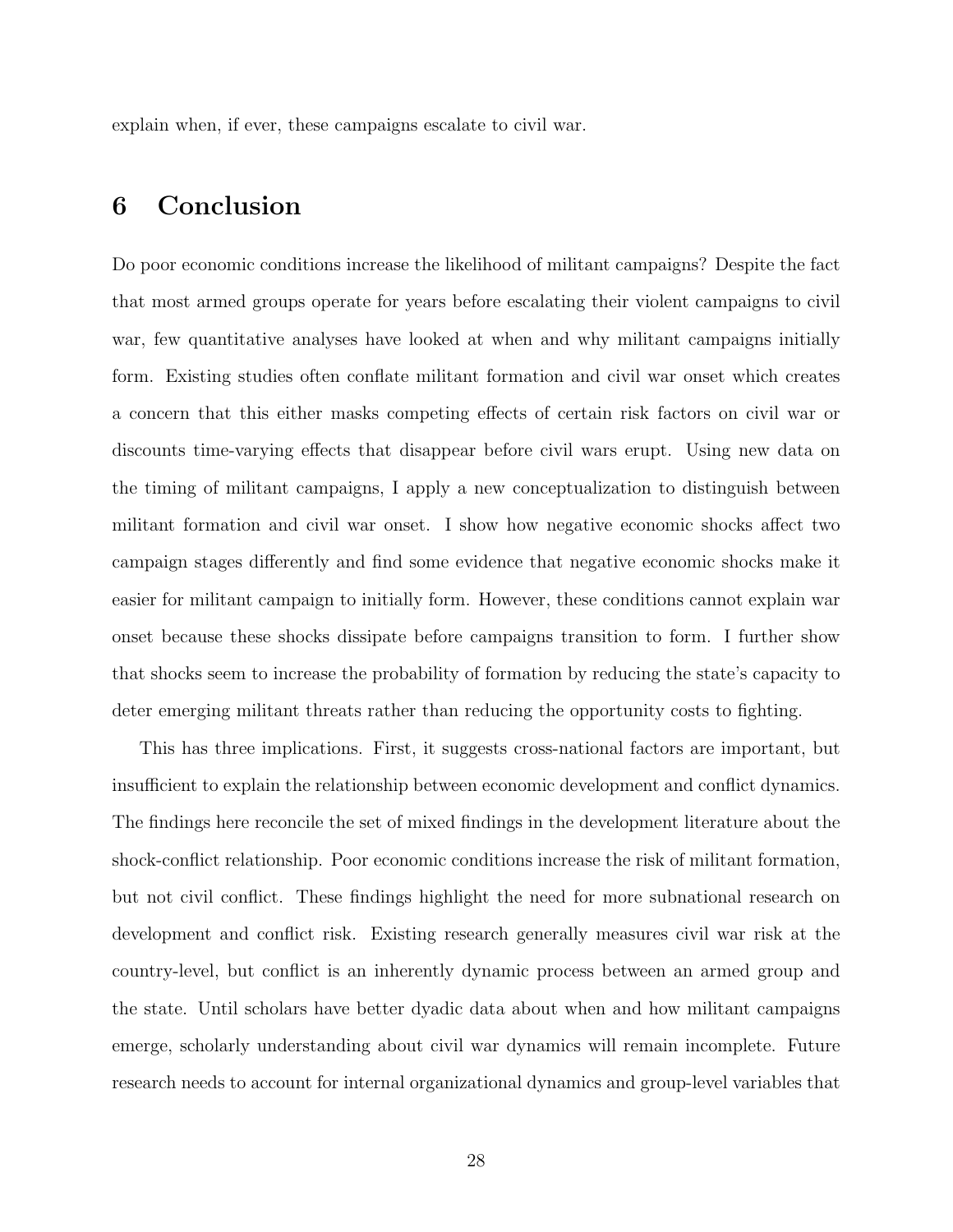explain when, if ever, these campaigns escalate to civil war.

# 6 Conclusion

Do poor economic conditions increase the likelihood of militant campaigns? Despite the fact that most armed groups operate for years before escalating their violent campaigns to civil war, few quantitative analyses have looked at when and why militant campaigns initially form. Existing studies often conflate militant formation and civil war onset which creates a concern that this either masks competing effects of certain risk factors on civil war or discounts time-varying effects that disappear before civil wars erupt. Using new data on the timing of militant campaigns, I apply a new conceptualization to distinguish between militant formation and civil war onset. I show how negative economic shocks affect two campaign stages differently and find some evidence that negative economic shocks make it easier for militant campaign to initially form. However, these conditions cannot explain war onset because these shocks dissipate before campaigns transition to form. I further show that shocks seem to increase the probability of formation by reducing the state's capacity to deter emerging militant threats rather than reducing the opportunity costs to fighting.

This has three implications. First, it suggests cross-national factors are important, but insufficient to explain the relationship between economic development and conflict dynamics. The findings here reconcile the set of mixed findings in the development literature about the shock-conflict relationship. Poor economic conditions increase the risk of militant formation, but not civil conflict. These findings highlight the need for more subnational research on development and conflict risk. Existing research generally measures civil war risk at the country-level, but conflict is an inherently dynamic process between an armed group and the state. Until scholars have better dyadic data about when and how militant campaigns emerge, scholarly understanding about civil war dynamics will remain incomplete. Future research needs to account for internal organizational dynamics and group-level variables that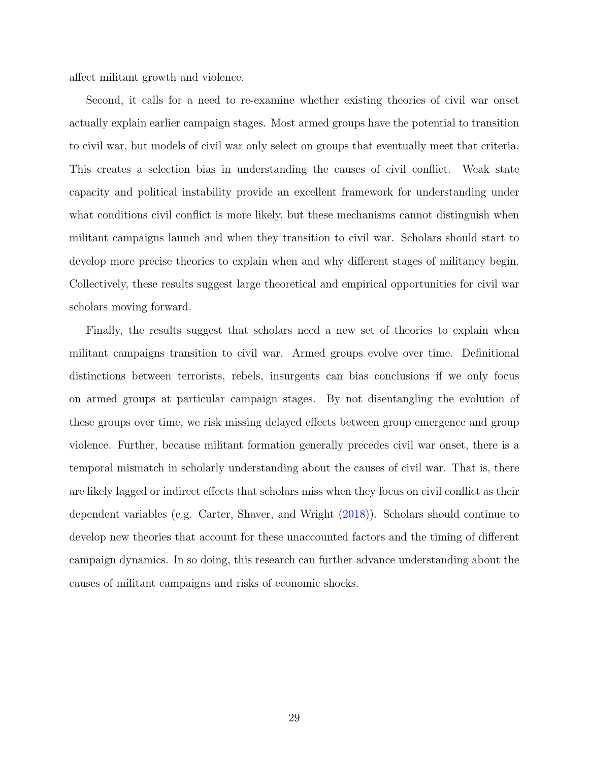affect militant growth and violence.

Second, it calls for a need to re-examine whether existing theories of civil war onset actually explain earlier campaign stages. Most armed groups have the potential to transition to civil war, but models of civil war only select on groups that eventually meet that criteria. This creates a selection bias in understanding the causes of civil conflict. Weak state capacity and political instability provide an excellent framework for understanding under what conditions civil conflict is more likely, but these mechanisms cannot distinguish when militant campaigns launch and when they transition to civil war. Scholars should start to develop more precise theories to explain when and why different stages of militancy begin. Collectively, these results suggest large theoretical and empirical opportunities for civil war scholars moving forward.

Finally, the results suggest that scholars need a new set of theories to explain when militant campaigns transition to civil war. Armed groups evolve over time. Definitional distinctions between terrorists, rebels, insurgents can bias conclusions if we only focus on armed groups at particular campaign stages. By not disentangling the evolution of these groups over time, we risk missing delayed effects between group emergence and group violence. Further, because militant formation generally precedes civil war onset, there is a temporal mismatch in scholarly understanding about the causes of civil war. That is, there are likely lagged or indirect effects that scholars miss when they focus on civil conflict as their dependent variables (e.g. Carter, Shaver, and Wright (2018)). Scholars should continue to develop new theories that account for these unaccounted factors and the timing of different campaign dynamics. In so doing, this research can further advance understanding about the causes of militant campaigns and risks of economic shocks.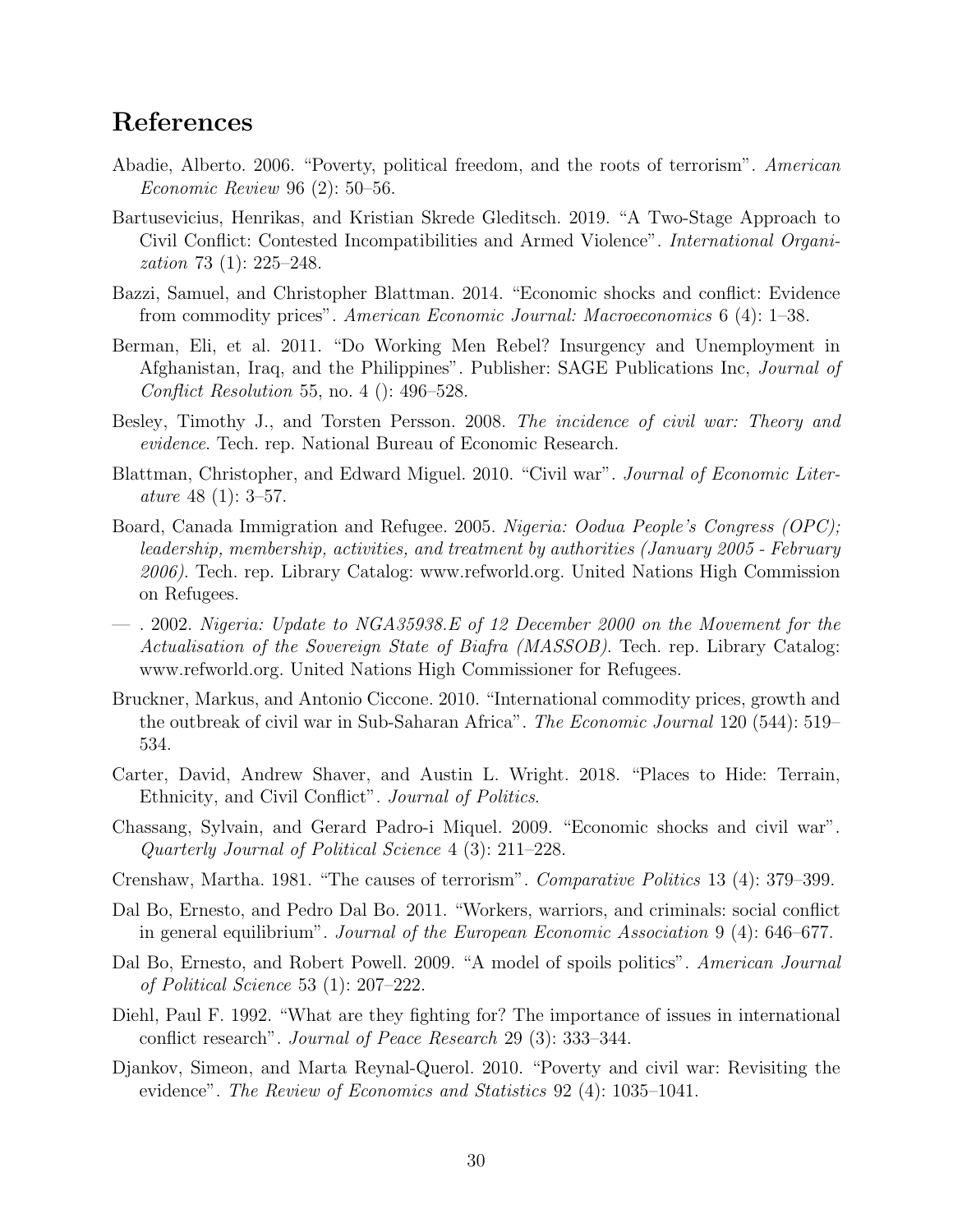# References

Abadie, Alberto. 2006. "Poverty, political freedom, and the roots of terrorism". *American Economic Review* 96 (2): 50–56.

Bartusevicius, Henrikas, and Kristian Skrede Gleditsch. 2019. "A Two-Stage Approach to Civil Conflict: Contested Incompatibilities and Armed Violence". *International Organization* 73 (1): 225–248.

Bazzi, Samuel, and Christopher Blattman. 2014. "Economic shocks and conflict: Evidence from commodity prices". *American Economic Journal: Macroeconomics* 6 (4): 1–38.

Berman, Eli, et al. 2011. "Do Working Men Rebel? Insurgency and Unemployment in Afghanistan, Iraq, and the Philippines". Publisher: SAGE Publications Inc, *Journal of Conflict Resolution* 55, no. 4 (): 496–528.

Besley, Timothy J., and Torsten Persson. 2008. *The incidence of civil war: Theory and evidence*. Tech. rep. National Bureau of Economic Research.

Blattman, Christopher, and Edward Miguel. 2010. "Civil war". *Journal of Economic Literature* 48 (1): 3–57.

Board, Canada Immigration and Refugee. 2005. *Nigeria: Oodua People's Congress (OPC); leadership, membership, activities, and treatment by authorities (January 2005 - February 2006)*. Tech. rep. Library Catalog: www.refworld.org. United Nations High Commission on Refugees.

— . 2002. *Nigeria: Update to NGA35938.E of 12 December 2000 on the Movement for the Actualisation of the Sovereign State of Biafra (MASSOB)*. Tech. rep. Library Catalog: www.refworld.org. United Nations High Commissioner for Refugees.

Bruckner, Markus, and Antonio Ciccone. 2010. "International commodity prices, growth and the outbreak of civil war in Sub-Saharan Africa". *The Economic Journal* 120 (544): 519–534.

Carter, David, Andrew Shaver, and Austin L. Wright. 2018. "Places to Hide: Terrain, Ethnicity, and Civil Conflict". *Journal of Politics*.

Chassang, Sylvain, and Gerard Padro-i Miquel. 2009. "Economic shocks and civil war". *Quarterly Journal of Political Science* 4 (3): 211–228.

Crenshaw, Martha. 1981. "The causes of terrorism". *Comparative Politics* 13 (4): 379–399.

Dal Bo, Ernesto, and Pedro Dal Bo. 2011. "Workers, warriors, and criminals: social conflict in general equilibrium". *Journal of the European Economic Association* 9 (4): 646–677.

Dal Bo, Ernesto, and Robert Powell. 2009. "A model of spoils politics". *American Journal of Political Science* 53 (1): 207–222.

Diehl, Paul F. 1992. "What are they fighting for? The importance of issues in international conflict research". *Journal of Peace Research* 29 (3): 333–344.

Djankov, Simeon, and Marta Reynal-Querol. 2010. "Poverty and civil war: Revisiting the evidence". *The Review of Economics and Statistics* 92 (4): 1035–1041.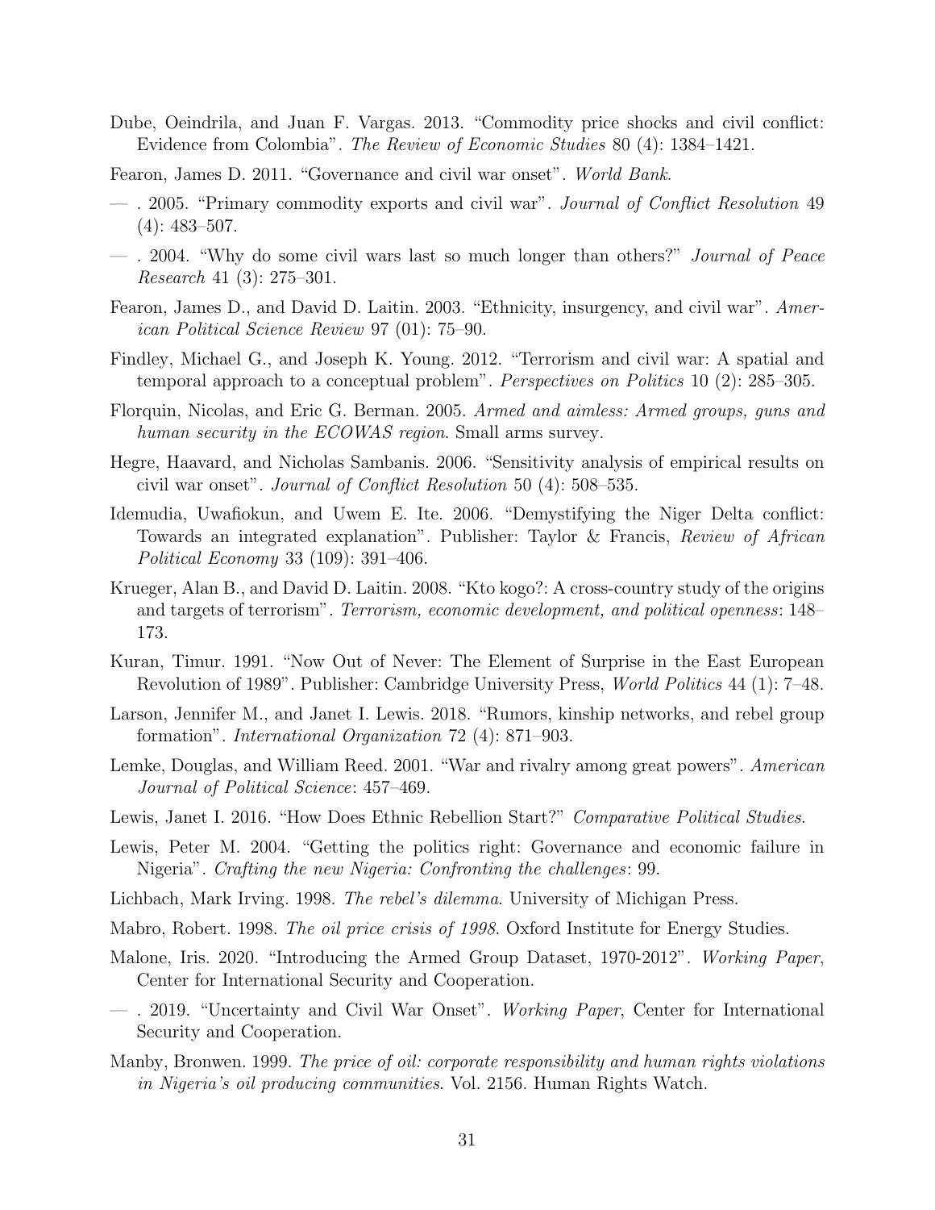Dube, Oeindrila, and Juan F. Vargas. 2013. "Commodity price shocks and civil conflict: Evidence from Colombia". *The Review of Economic Studies* 80 (4): 1384–1421.

Fearon, James D. 2011. "Governance and civil war onset". *World Bank*.

— . 2005. "Primary commodity exports and civil war". *Journal of Conflict Resolution* 49 (4): 483–507.

— . 2004. "Why do some civil wars last so much longer than others?" *Journal of Peace Research* 41 (3): 275–301.

Fearon, James D., and David D. Laitin. 2003. "Ethnicity, insurgency, and civil war". *American Political Science Review* 97 (01): 75–90.

Findley, Michael G., and Joseph K. Young. 2012. "Terrorism and civil war: A spatial and temporal approach to a conceptual problem". *Perspectives on Politics* 10 (2): 285–305.

Florquin, Nicolas, and Eric G. Berman. 2005. *Armed and aimless: Armed groups, guns and human security in the ECOWAS region*. Small arms survey.

Hegre, Haavard, and Nicholas Sambanis. 2006. "Sensitivity analysis of empirical results on civil war onset". *Journal of Conflict Resolution* 50 (4): 508–535.

Idemudia, Uwafiokun, and Uwem E. Ite. 2006. "Demystifying the Niger Delta conflict: Towards an integrated explanation". Publisher: Taylor & Francis, *Review of African Political Economy* 33 (109): 391–406.

Krueger, Alan B., and David D. Laitin. 2008. "Kto kogo?: A cross-country study of the origins and targets of terrorism". *Terrorism, economic development, and political openness*: 148–173.

Kuran, Timur. 1991. "Now Out of Never: The Element of Surprise in the East European Revolution of 1989". Publisher: Cambridge University Press, *World Politics* 44 (1): 7–48.

Larson, Jennifer M., and Janet I. Lewis. 2018. "Rumors, kinship networks, and rebel group formation". *International Organization* 72 (4): 871–903.

Lemke, Douglas, and William Reed. 2001. "War and rivalry among great powers". *American Journal of Political Science*: 457–469.

Lewis, Janet I. 2016. "How Does Ethnic Rebellion Start?" *Comparative Political Studies*.

Lewis, Peter M. 2004. "Getting the politics right: Governance and economic failure in Nigeria". *Crafting the new Nigeria: Confronting the challenges*: 99.

Lichbach, Mark Irving. 1998. *The rebel's dilemma*. University of Michigan Press.

Mabro, Robert. 1998. *The oil price crisis of 1998*. Oxford Institute for Energy Studies.

Malone, Iris. 2020. "Introducing the Armed Group Dataset, 1970-2012". *Working Paper*, Center for International Security and Cooperation.

— . 2019. "Uncertainty and Civil War Onset". *Working Paper*, Center for International Security and Cooperation.

Manby, Bronwen. 1999. *The price of oil: corporate responsibility and human rights violations in Nigeria's oil producing communities*. Vol. 2156. Human Rights Watch.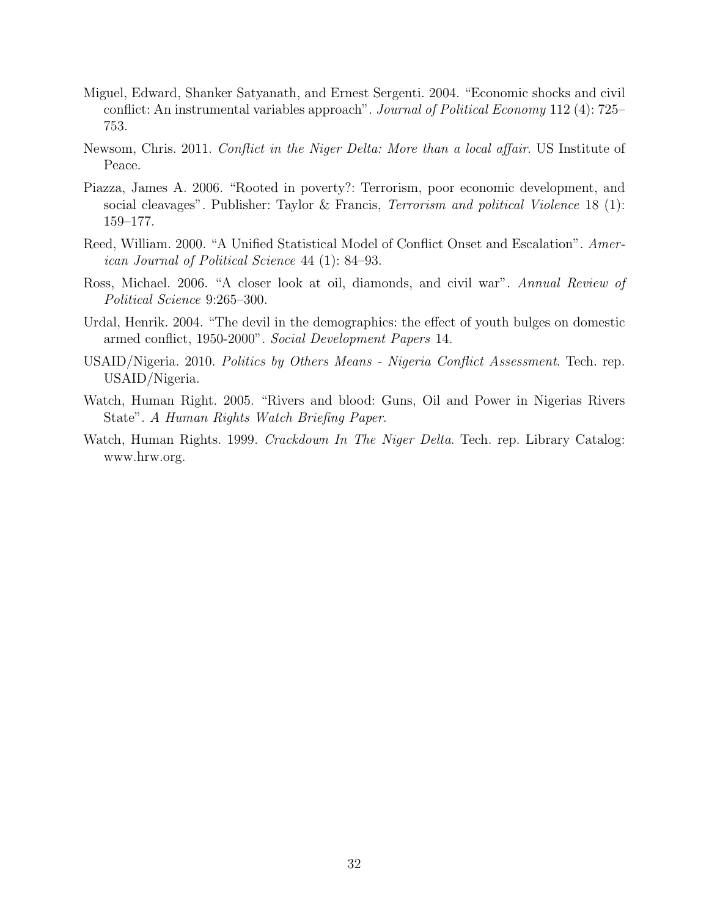Miguel, Edward, Shanker Satyanath, and Ernest Sergenti. 2004. "Economic shocks and civil conflict: An instrumental variables approach". *Journal of Political Economy* 112 (4): 725–753.

Newsom, Chris. 2011. *Conflict in the Niger Delta: More than a local affair*. US Institute of Peace.

Piazza, James A. 2006. "Rooted in poverty?: Terrorism, poor economic development, and social cleavages". Publisher: Taylor & Francis, *Terrorism and political Violence* 18 (1): 159–177.

Reed, William. 2000. "A Unified Statistical Model of Conflict Onset and Escalation". *American Journal of Political Science* 44 (1): 84–93.

Ross, Michael. 2006. "A closer look at oil, diamonds, and civil war". *Annual Review of Political Science* 9:265–300.

Urdal, Henrik. 2004. "The devil in the demographics: the effect of youth bulges on domestic armed conflict, 1950-2000". *Social Development Papers* 14.

USAID/Nigeria. 2010. *Politics by Others Means - Nigeria Conflict Assessment*. Tech. rep. USAID/Nigeria.

Watch, Human Right. 2005. "Rivers and blood: Guns, Oil and Power in Nigerias Rivers State". *A Human Rights Watch Briefing Paper.*

Watch, Human Rights. 1999. *Crackdown In The Niger Delta*. Tech. rep. Library Catalog: www.hrw.org.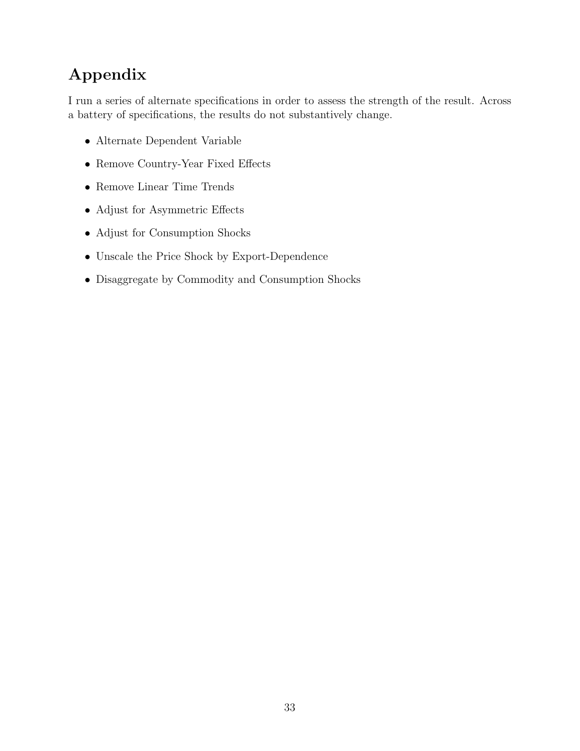# Appendix

I run a series of alternate specifications in order to assess the strength of the result. Across a battery of specifications, the results do not substantively change.

- Alternate Dependent Variable
- Remove Country-Year Fixed Effects
- Remove Linear Time Trends
- Adjust for Asymmetric Effects
- Adjust for Consumption Shocks
- Unscale the Price Shock by Export-Dependence
- Disaggregate by Commodity and Consumption Shocks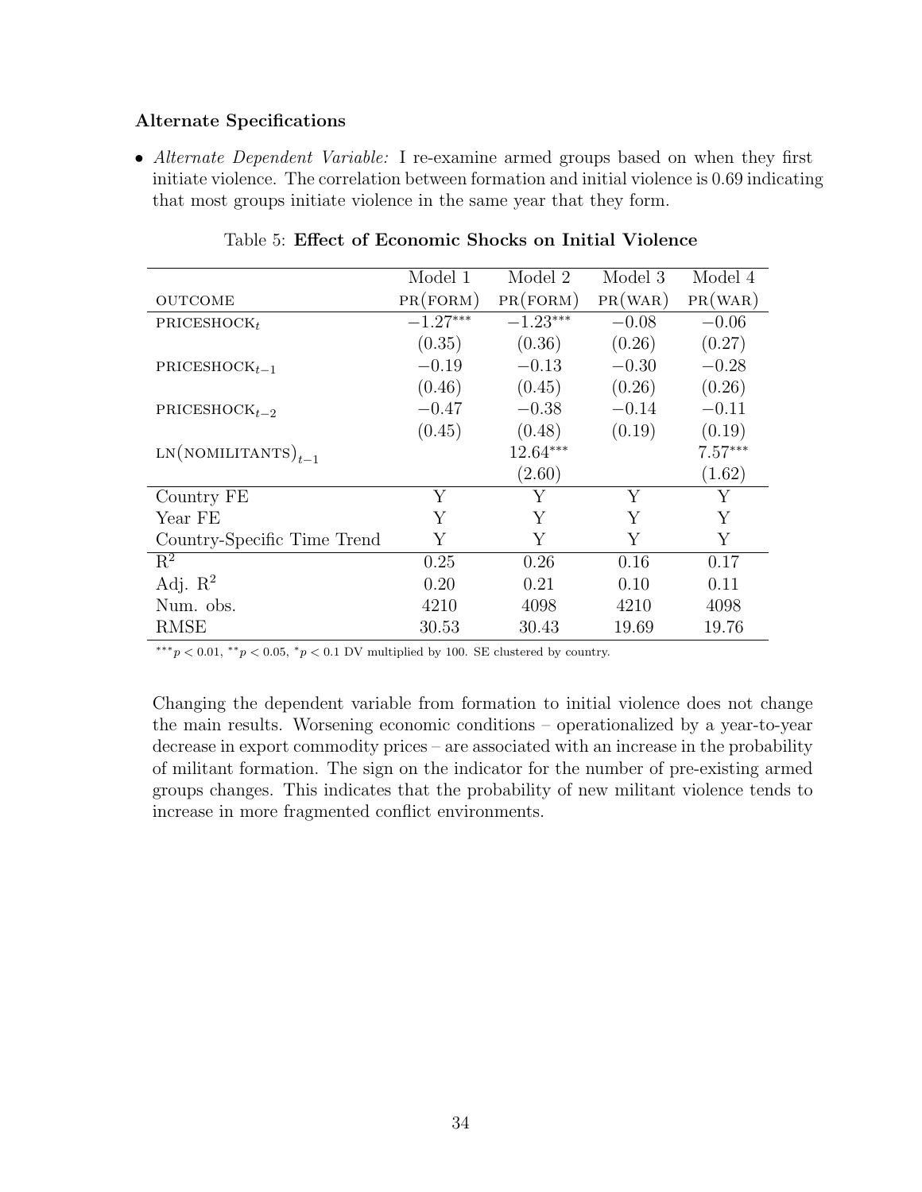**Alternate Specifications**

- *Alternate Dependent Variable:* I re-examine armed groups based on when they first initiate violence. The correlation between formation and initial violence is 0.69 indicating that most groups initiate violence in the same year that they form.

Table 5: **Effect of Economic Shocks on Initial Violence**

| | Model 1 | Model 2 | Model 3 | Model 4 |
|---|---|---|---|---|
| OUTCOME | PR(FORM) | PR(FORM) | PR(WAR) | PR(WAR) |
| $\text{PRICESHOCK}_t$ | $-1.27^{***}$ | $-1.23^{***}$ | $-0.08$ | $-0.06$ |
| | (0.35) | (0.36) | (0.26) | (0.27) |
| $\text{PRICESHOCK}_{t-1}$ | $-0.19$ | $-0.13$ | $-0.30$ | $-0.28$ |
| | (0.46) | (0.45) | (0.26) | (0.26) |
| $\text{PRICESHOCK}_{t-2}$ | $-0.47$ | $-0.38$ | $-0.14$ | $-0.11$ |
| | (0.45) | (0.48) | (0.19) | (0.19) |
| $\text{LN(NOMILITANTS)}_{t-1}$ | | $12.64^{***}$ | | $7.57^{***}$ |
| | | (2.60) | | (1.62) |
| Country FE | Y | Y | Y | Y |
| Year FE | Y | Y | Y | Y |
| Country-Specific Time Trend | Y | Y | Y | Y |
| $R^2$ | 0.25 | 0.26 | 0.16 | 0.17 |
| Adj. $R^2$ | 0.20 | 0.21 | 0.10 | 0.11 |
| Num. obs. | 4210 | 4098 | 4210 | 4098 |
| RMSE | 30.53 | 30.43 | 19.69 | 19.76 |

$^{***}p < 0.01$, $^{**}p < 0.05$, $^{*}p < 0.1$ DV multiplied by 100. SE clustered by country.

Changing the dependent variable from formation to initial violence does not change the main results. Worsening economic conditions – operationalized by a year-to-year decrease in export commodity prices – are associated with an increase in the probability of militant formation. The sign on the indicator for the number of pre-existing armed groups changes. This indicates that the probability of new militant violence tends to increase in more fragmented conflict environments.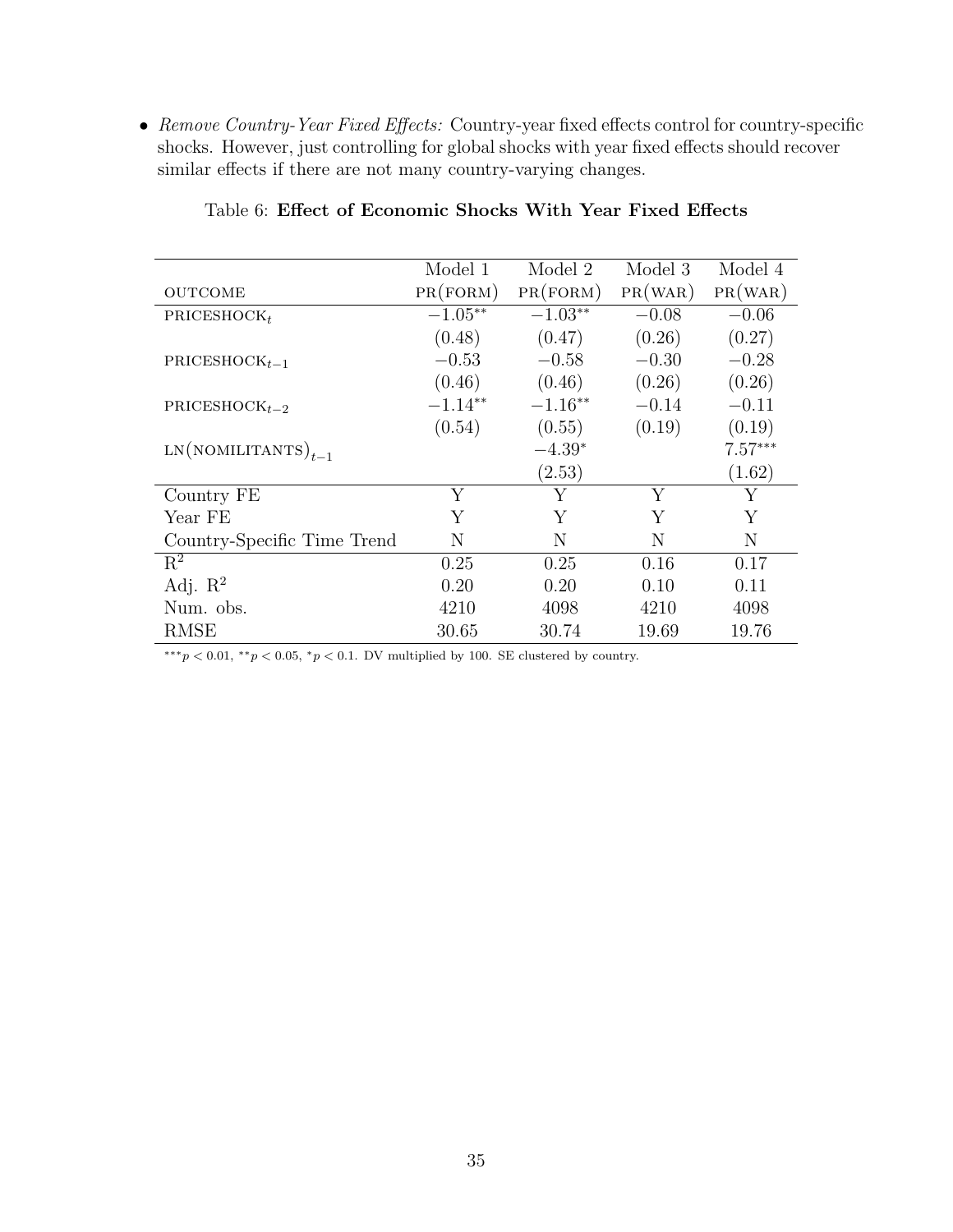- *Remove Country-Year Fixed Effects:* Country-year fixed effects control for country-specific shocks. However, just controlling for global shocks with year fixed effects should recover similar effects if there are not many country-varying changes.

Table 6: **Effect of Economic Shocks With Year Fixed Effects**

| | Model 1 | Model 2 | Model 3 | Model 4 |
|---|---|---|---|---|
| OUTCOME | PR(FORM) | PR(FORM) | PR(WAR) | PR(WAR) |
| $\text{PRICESHOCK}_t$ | $-1.05^{**}$ | $-1.03^{**}$ | $-0.08$ | $-0.06$ |
| | (0.48) | (0.47) | (0.26) | (0.27) |
| $\text{PRICESHOCK}_{t-1}$ | $-0.53$ | $-0.58$ | $-0.30$ | $-0.28$ |
| | (0.46) | (0.46) | (0.26) | (0.26) |
| $\text{PRICESHOCK}_{t-2}$ | $-1.14^{**}$ | $-1.16^{**}$ | $-0.14$ | $-0.11$ |
| | (0.54) | (0.55) | (0.19) | (0.19) |
| $\text{LN(NOMILITANTS)}_{t-1}$ | | $-4.39^{*}$ | | $7.57^{***}$ |
| | | (2.53) | | (1.62) |
| Country FE | Y | Y | Y | Y |
| Year FE | Y | Y | Y | Y |
| Country-Specific Time Trend | N | N | N | N |
| $R^2$ | 0.25 | 0.25 | 0.16 | 0.17 |
| Adj. $R^2$ | 0.20 | 0.20 | 0.10 | 0.11 |
| Num. obs. | 4210 | 4098 | 4210 | 4098 |
| RMSE | 30.65 | 30.74 | 19.69 | 19.76 |

$^{***}p < 0.01$, $^{**}p < 0.05$, $^{*}p < 0.1$. DV multiplied by 100. SE clustered by country.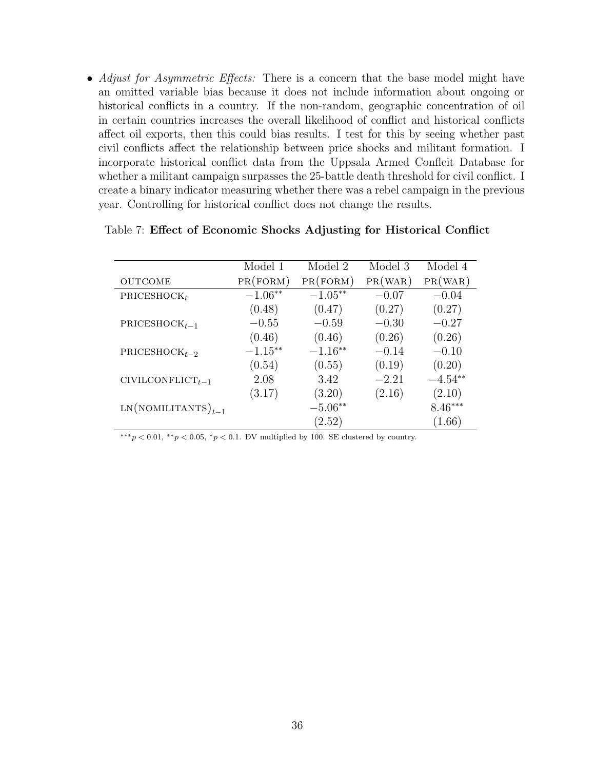- *Adjust for Asymmetric Effects:* There is a concern that the base model might have an omitted variable bias because it does not include information about ongoing or historical conflicts in a country. If the non-random, geographic concentration of oil in certain countries increases the overall likelihood of conflict and historical conflicts affect oil exports, then this could bias results. I test for this by seeing whether past civil conflicts affect the relationship between price shocks and militant formation. I incorporate historical conflict data from the Uppsala Armed Conflcit Database for whether a militant campaign surpasses the 25-battle death threshold for civil conflict. I create a binary indicator measuring whether there was a rebel campaign in the previous year. Controlling for historical conflict does not change the results.

Table 7: **Effect of Economic Shocks Adjusting for Historical Conflict**

| | Model 1 | Model 2 | Model 3 | Model 4 |
|---|---|---|---|---|
| OUTCOME | PR(FORM) | PR(FORM) | PR(WAR) | PR(WAR) |
| $\text{PRICESHOCK}_t$ | $-1.06^{**}$ | $-1.05^{**}$ | $-0.07$ | $-0.04$ |
| | (0.48) | (0.47) | (0.27) | (0.27) |
| $\text{PRICESHOCK}_{t-1}$ | $-0.55$ | $-0.59$ | $-0.30$ | $-0.27$ |
| | (0.46) | (0.46) | (0.26) | (0.26) |
| $\text{PRICESHOCK}_{t-2}$ | $-1.15^{**}$ | $-1.16^{**}$ | $-0.14$ | $-0.10$ |
| | (0.54) | (0.55) | (0.19) | (0.20) |
| $\text{CIVILCONFLICT}_{t-1}$ | 2.08 | 3.42 | $-2.21$ | $-4.54^{**}$ |
| | (3.17) | (3.20) | (2.16) | (2.10) |
| $\text{LN(NOMILITANTS)}_{t-1}$ | | $-5.06^{**}$ | | $8.46^{***}$ |
| | | (2.52) | | (1.66) |

$^{***}p < 0.01$, $^{**}p < 0.05$, $^{*}p < 0.1$. DV multiplied by 100. SE clustered by country.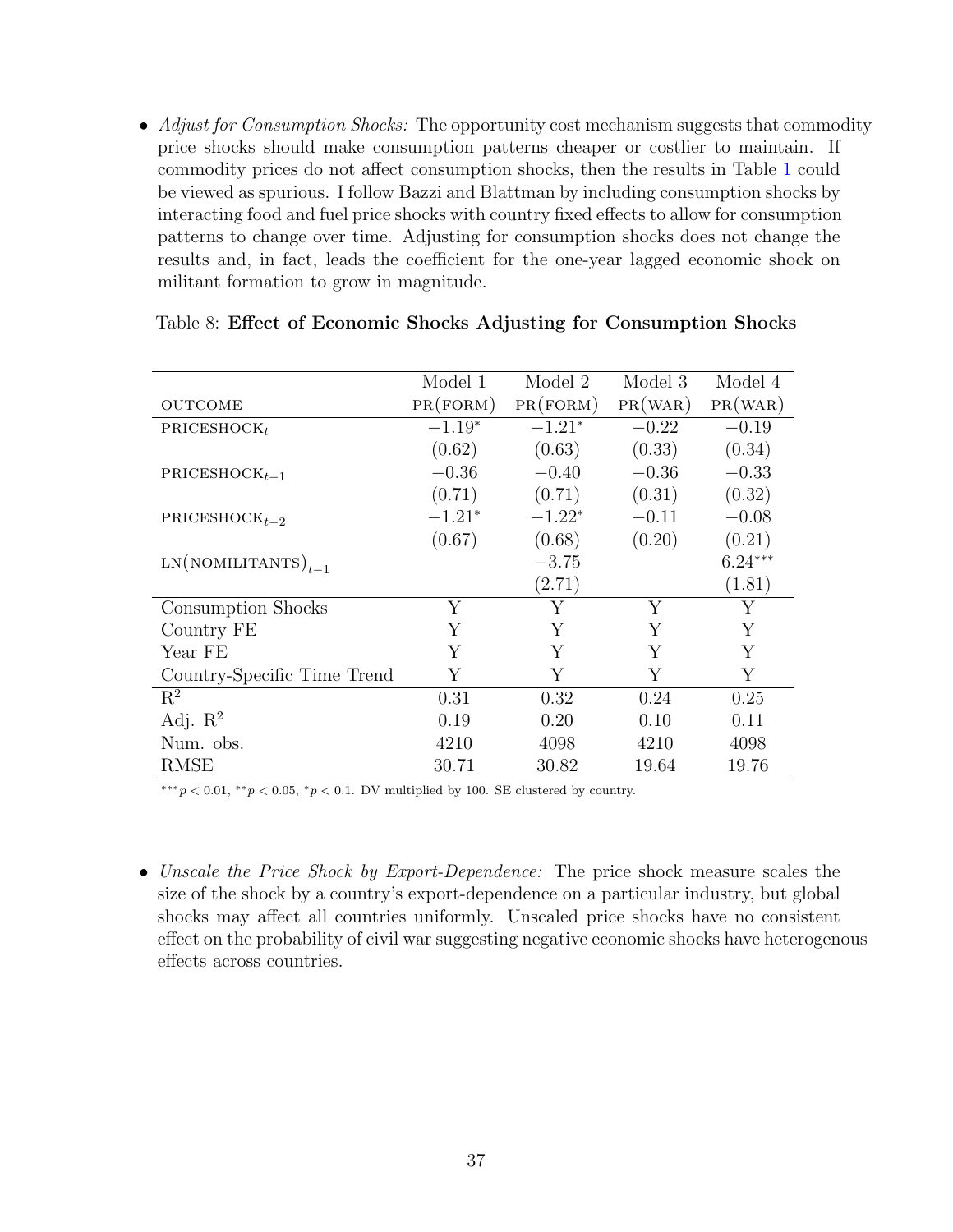- *Adjust for Consumption Shocks:* The opportunity cost mechanism suggests that commodity price shocks should make consumption patterns cheaper or costlier to maintain. If commodity prices do not affect consumption shocks, then the results in Table 1 could be viewed as spurious. I follow Bazzi and Blattman by including consumption shocks by interacting food and fuel price shocks with country fixed effects to allow for consumption patterns to change over time. Adjusting for consumption shocks does not change the results and, in fact, leads the coefficient for the one-year lagged economic shock on militant formation to grow in magnitude.

Table 8: **Effect of Economic Shocks Adjusting for Consumption Shocks**

| OUTCOME | Model 1<br>PR(FORM) | Model 2<br>PR(FORM) | Model 3<br>PR(WAR) | Model 4<br>PR(WAR) |
|---|---|---|---|---|
| $\text{PRICESHOCK}_t$ | $-1.19^{*}$ | $-1.21^{*}$ | $-0.22$ | $-0.19$ |
| | (0.62) | (0.63) | (0.33) | (0.34) |
| $\text{PRICESHOCK}_{t-1}$ | $-0.36$ | $-0.40$ | $-0.36$ | $-0.33$ |
| | (0.71) | (0.71) | (0.31) | (0.32) |
| $\text{PRICESHOCK}_{t-2}$ | $-1.21^{*}$ | $-1.22^{*}$ | $-0.11$ | $-0.08$ |
| | (0.67) | (0.68) | (0.20) | (0.21) |
| $\text{LN(NOMILITANTS)}_{t-1}$ | | $-3.75$ | | $6.24^{***}$ |
| | | (2.71) | | (1.81) |
| Consumption Shocks | Y | Y | Y | Y |
| Country FE | Y | Y | Y | Y |
| Year FE | Y | Y | Y | Y |
| Country-Specific Time Trend | Y | Y | Y | Y |
| $\text{R}^2$ | 0.31 | 0.32 | 0.24 | 0.25 |
| Adj. $\text{R}^2$ | 0.19 | 0.20 | 0.10 | 0.11 |
| Num. obs. | 4210 | 4098 | 4210 | 4098 |
| RMSE | 30.71 | 30.82 | 19.64 | 19.76 |

$^{***}p < 0.01$, $^{**}p < 0.05$, $^{*}p < 0.1$. DV multiplied by 100. SE clustered by country.

- *Unscale the Price Shock by Export-Dependence:* The price shock measure scales the size of the shock by a country's export-dependence on a particular industry, but global shocks may affect all countries uniformly. Unscaled price shocks have no consistent effect on the probability of civil war suggesting negative economic shocks have heterogenous effects across countries.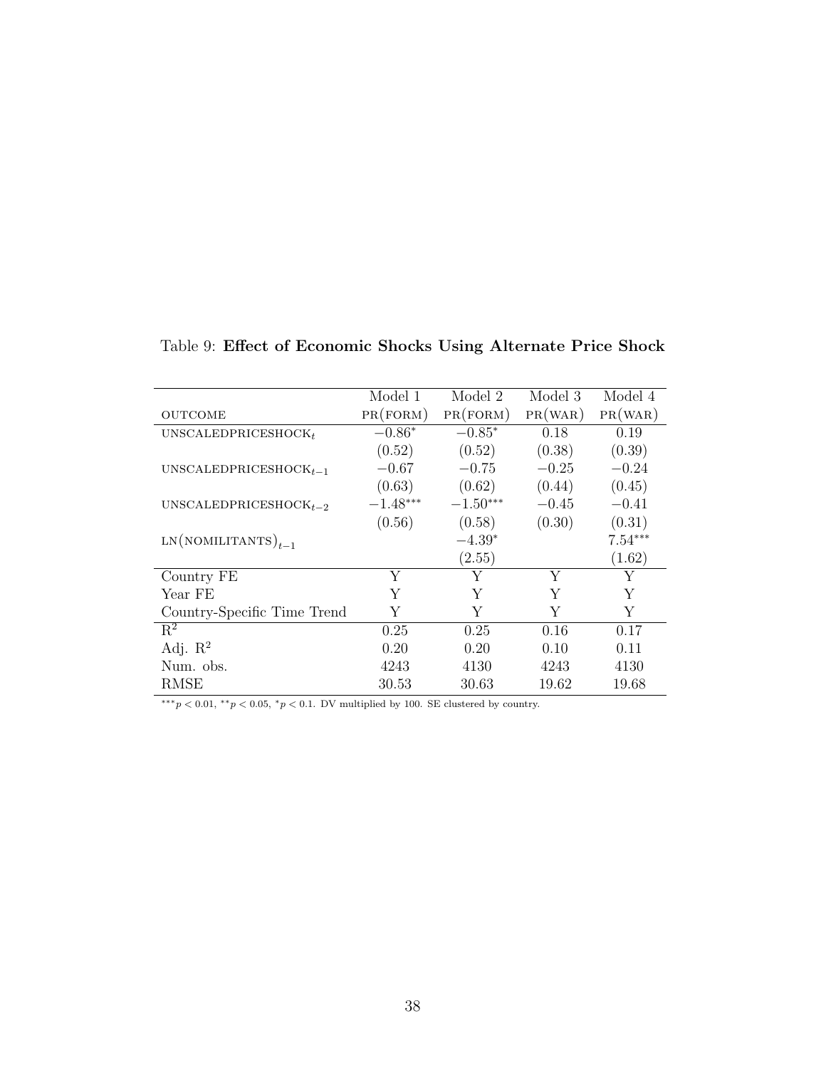Table 9: **Effect of Economic Shocks Using Alternate Price Shock**

| | Model 1 | Model 2 | Model 3 | Model 4 |
|---|---|---|---|---|
| OUTCOME | PR(FORM) | PR(FORM) | PR(WAR) | PR(WAR) |
| $\text{UNSCALEDPRICESHOCK}_t$ | $-0.86^{*}$ | $-0.85^{*}$ | $0.18$ | $0.19$ |
| | $(0.52)$ | $(0.52)$ | $(0.38)$ | $(0.39)$ |
| $\text{UNSCALEDPRICESHOCK}_{t-1}$ | $-0.67$ | $-0.75$ | $-0.25$ | $-0.24$ |
| | $(0.63)$ | $(0.62)$ | $(0.44)$ | $(0.45)$ |
| $\text{UNSCALEDPRICESHOCK}_{t-2}$ | $-1.48^{***}$ | $-1.50^{***}$ | $-0.45$ | $-0.41$ |
| | $(0.56)$ | $(0.58)$ | $(0.30)$ | $(0.31)$ |
| $\text{LN}(\text{NOMILITANTS})_{t-1}$ | | $-4.39^{*}$ | | $7.54^{***}$ |
| | | $(2.55)$ | | $(1.62)$ |
| Country FE | Y | Y | Y | Y |
| Year FE | Y | Y | Y | Y |
| Country-Specific Time Trend | Y | Y | Y | Y |
| $R^2$ | 0.25 | 0.25 | 0.16 | 0.17 |
| Adj. $R^2$ | 0.20 | 0.20 | 0.10 | 0.11 |
| Num. obs. | 4243 | 4130 | 4243 | 4130 |
| RMSE | 30.53 | 30.63 | 19.62 | 19.68 |

$^{***}p < 0.01$, $^{**}p < 0.05$, $^{*}p < 0.1$. DV multiplied by 100. SE clustered by country.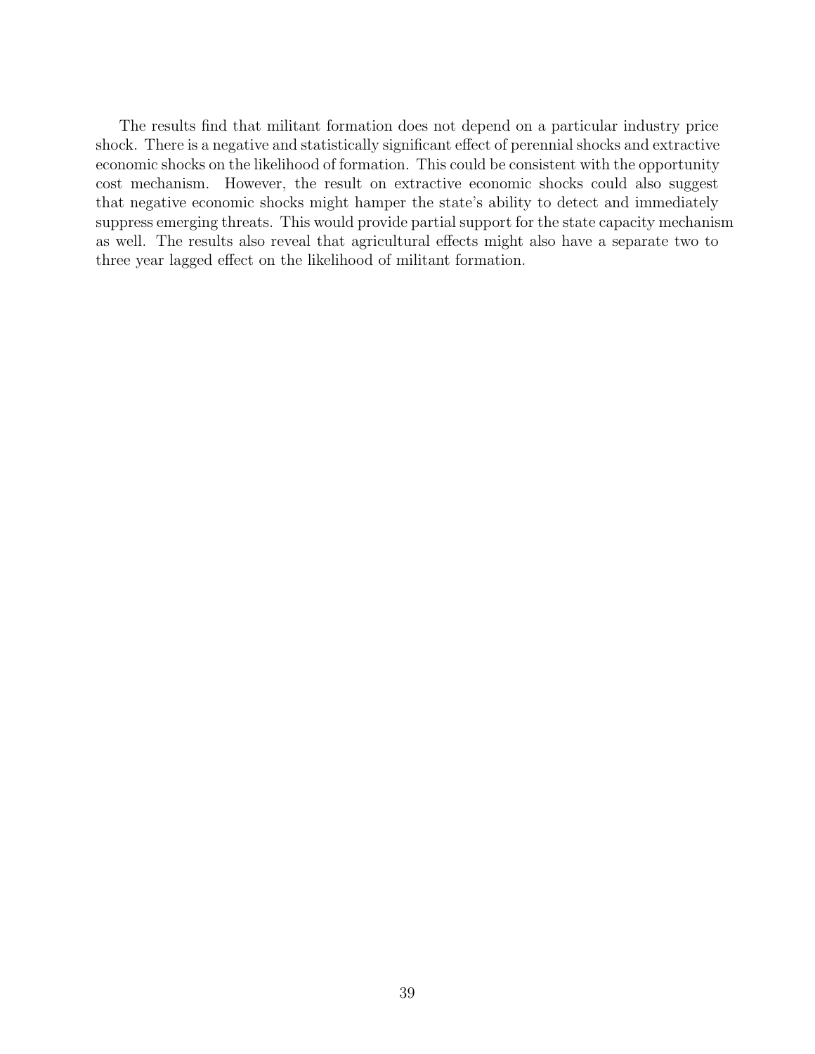The results find that militant formation does not depend on a particular industry price shock. There is a negative and statistically significant effect of perennial shocks and extractive economic shocks on the likelihood of formation. This could be consistent with the opportunity cost mechanism. However, the result on extractive economic shocks could also suggest that negative economic shocks might hamper the state's ability to detect and immediately suppress emerging threats. This would provide partial support for the state capacity mechanism as well. The results also reveal that agricultural effects might also have a separate two to three year lagged effect on the likelihood of militant formation.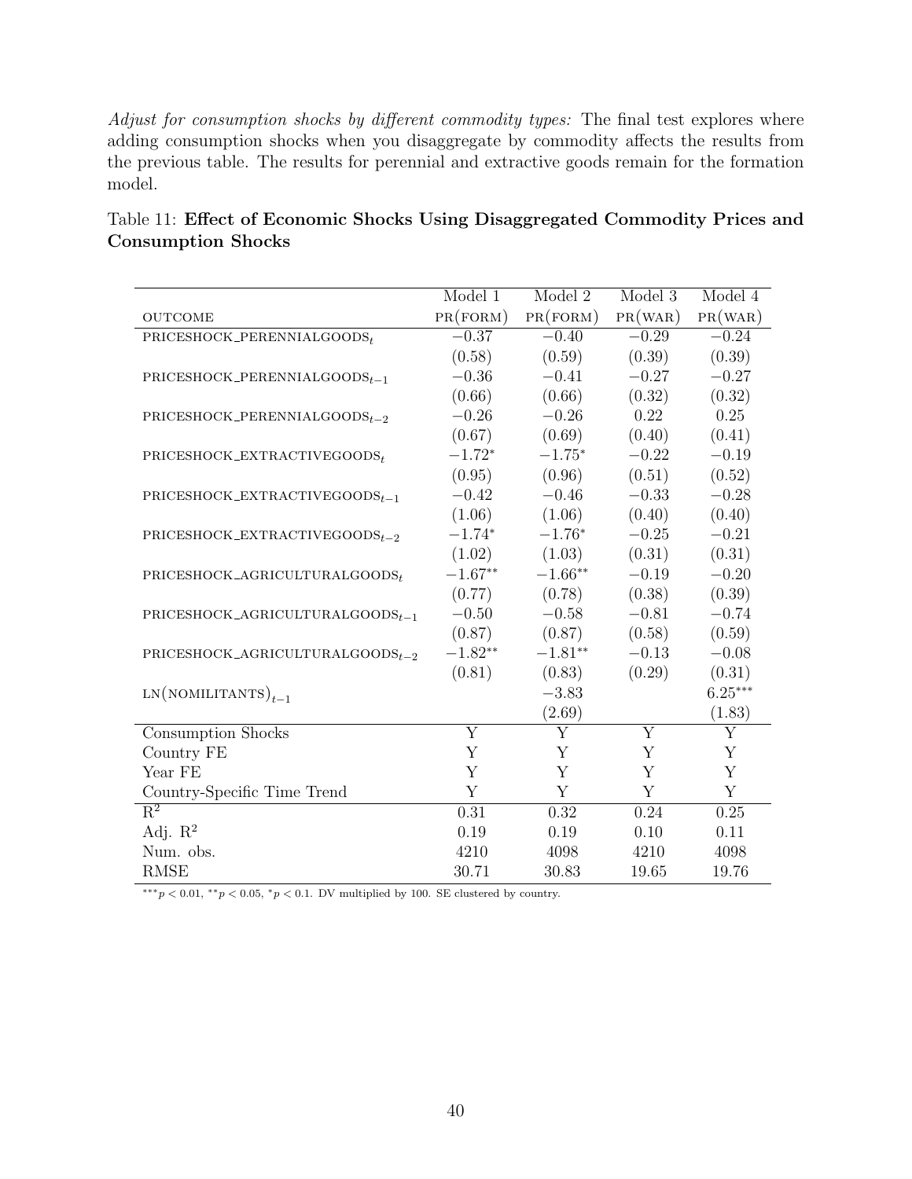*Adjust for consumption shocks by different commodity types:* The final test explores where adding consumption shocks when you disaggregate by commodity affects the results from the previous table. The results for perennial and extractive goods remain for the formation model.

Table 11: **Effect of Economic Shocks Using Disaggregated Commodity Prices and Consumption Shocks**

| | Model 1 | Model 2 | Model 3 | Model 4 |
|---|---|---|---|---|
| OUTCOME | PR(FORM) | PR(FORM) | PR(WAR) | PR(WAR) |
| PRICESHOCK_PERENNIALGOODS$_t$ | $-0.37$ | $-0.40$ | $-0.29$ | $-0.24$ |
| | (0.58) | (0.59) | (0.39) | (0.39) |
| PRICESHOCK_PERENNIALGOODS$_{t-1}$ | $-0.36$ | $-0.41$ | $-0.27$ | $-0.27$ |
| | (0.66) | (0.66) | (0.32) | (0.32) |
| PRICESHOCK_PERENNIALGOODS$_{t-2}$ | $-0.26$ | $-0.26$ | 0.22 | 0.25 |
| | (0.67) | (0.69) | (0.40) | (0.41) |
| PRICESHOCK_EXTRACTIVEGOODS$_t$ | $-1.72^{*}$ | $-1.75^{*}$ | $-0.22$ | $-0.19$ |
| | (0.95) | (0.96) | (0.51) | (0.52) |
| PRICESHOCK_EXTRACTIVEGOODS$_{t-1}$ | $-0.42$ | $-0.46$ | $-0.33$ | $-0.28$ |
| | (1.06) | (1.06) | (0.40) | (0.40) |
| PRICESHOCK_EXTRACTIVEGOODS$_{t-2}$ | $-1.74^{*}$ | $-1.76^{*}$ | $-0.25$ | $-0.21$ |
| | (1.02) | (1.03) | (0.31) | (0.31) |
| PRICESHOCK_AGRICULTURALGOODS$_t$ | $-1.67^{**}$ | $-1.66^{**}$ | $-0.19$ | $-0.20$ |
| | (0.77) | (0.78) | (0.38) | (0.39) |
| PRICESHOCK_AGRICULTURALGOODS$_{t-1}$ | $-0.50$ | $-0.58$ | $-0.81$ | $-0.74$ |
| | (0.87) | (0.87) | (0.58) | (0.59) |
| PRICESHOCK_AGRICULTURALGOODS$_{t-2}$ | $-1.82^{**}$ | $-1.81^{**}$ | $-0.13$ | $-0.08$ |
| | (0.81) | (0.83) | (0.29) | (0.31) |
| LN(NOMILITANTS)$_{t-1}$ | | $-3.83$ | | $6.25^{***}$ |
| | | (2.69) | | (1.83) |
| Consumption Shocks | Y | Y | Y | Y |
| Country FE | Y | Y | Y | Y |
| Year FE | Y | Y | Y | Y |
| Country-Specific Time Trend | Y | Y | Y | Y |
| $R^2$ | 0.31 | 0.32 | 0.24 | 0.25 |
| Adj. $R^2$ | 0.19 | 0.19 | 0.10 | 0.11 |
| Num. obs. | 4210 | 4098 | 4210 | 4098 |
| RMSE | 30.71 | 30.83 | 19.65 | 19.76 |

$^{***}p < 0.01$, $^{**}p < 0.05$, $^{*}p < 0.1$. DV multiplied by 100. SE clustered by country.